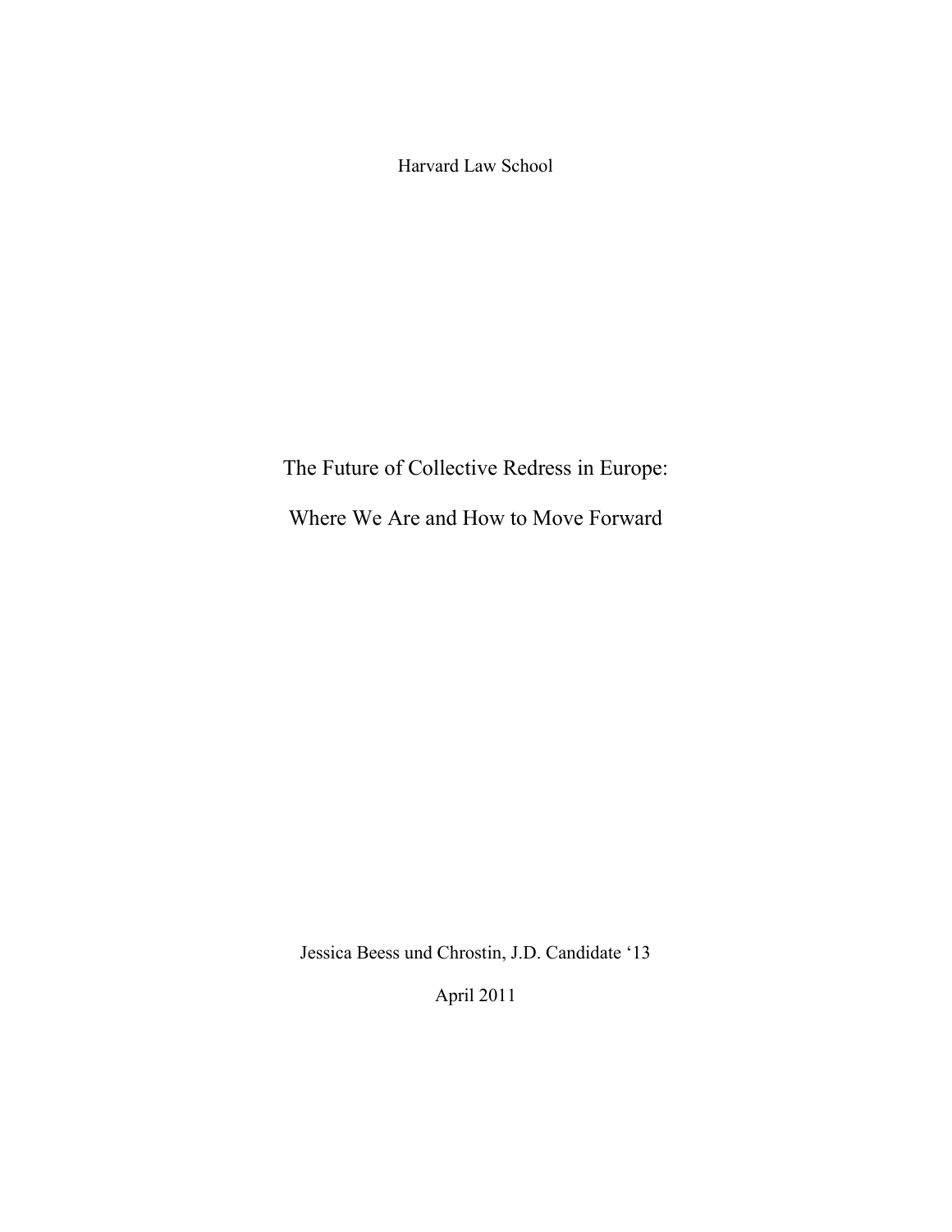Harvard Law School

# The Future of Collective Redress in Europe:

# Where We Are and How to Move Forward

Jessica Beess und Chrostin, J.D. Candidate '13

April 2011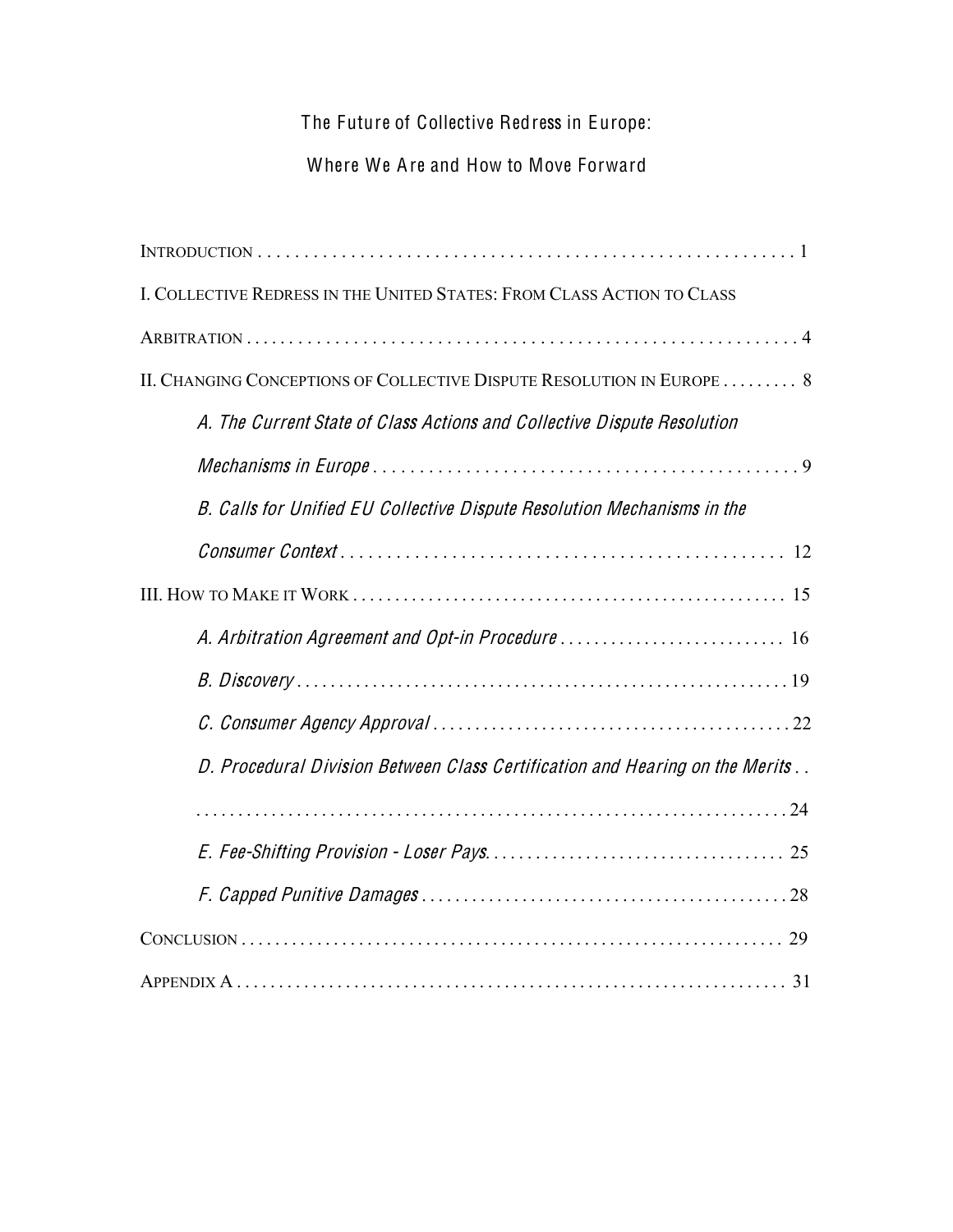# The Future of Collective Redress in Europe:

# Where We Are and How to Move Forward

INTRODUCTION . . . . . . . . . . . . . . . . . . . . . . . . . . . . . . . . . . . . . . . . . . . . . . . . . . . . . . . . . . 1

I. COLLECTIVE REDRESS IN THE UNITED STATES: FROM CLASS ACTION TO CLASS ARBITRATION . . . . . . . . . . . . . . . . . . . . . . . . . . . . . . . . . . . . . . . . . . . . . . . . . . . . . . . . . . . . 4

II. CHANGING CONCEPTIONS OF COLLECTIVE DISPUTE RESOLUTION IN EUROPE . . . . . . . . . 8

*A. The Current State of Class Actions and Collective Dispute Resolution Mechanisms in Europe* . . . . . . . . . . . . . . . . . . . . . . . . . . . . . . . . . . . . . . . . . . . . . . 9

*B. Calls for Unified EU Collective Dispute Resolution Mechanisms in the Consumer Context* . . . . . . . . . . . . . . . . . . . . . . . . . . . . . . . . . . . . . . . . . . . . . . . . 12

III. HOW TO MAKE IT WORK . . . . . . . . . . . . . . . . . . . . . . . . . . . . . . . . . . . . . . . . . . . . . . . . . . 15

*A. Arbitration Agreement and Opt-in Procedure* . . . . . . . . . . . . . . . . . . . . . . . . . . 16

*B. Discovery* . . . . . . . . . . . . . . . . . . . . . . . . . . . . . . . . . . . . . . . . . . . . . . . . . . . . . . . . . 19

*C. Consumer Agency Approval* . . . . . . . . . . . . . . . . . . . . . . . . . . . . . . . . . . . . . . . . . 22

*D. Procedural Division Between Class Certification and Hearing on the Merits* . . . . . . . . . . . . . . . . . . . . . . . . . . . . . . . . . . . . . . . . . . . . . . . . . . . . . . . . . . . . . . . . . . . . . . . . 24

*E. Fee-Shifting Provision - Loser Pays*. . . . . . . . . . . . . . . . . . . . . . . . . . . . . . . . . . . 25

*F. Capped Punitive Damages* . . . . . . . . . . . . . . . . . . . . . . . . . . . . . . . . . . . . . . . . . . 28

CONCLUSION . . . . . . . . . . . . . . . . . . . . . . . . . . . . . . . . . . . . . . . . . . . . . . . . . . . . . . . . . . . . 29

APPENDIX A . . . . . . . . . . . . . . . . . . . . . . . . . . . . . . . . . . . . . . . . . . . . . . . . . . . . . . . . . . . . . 31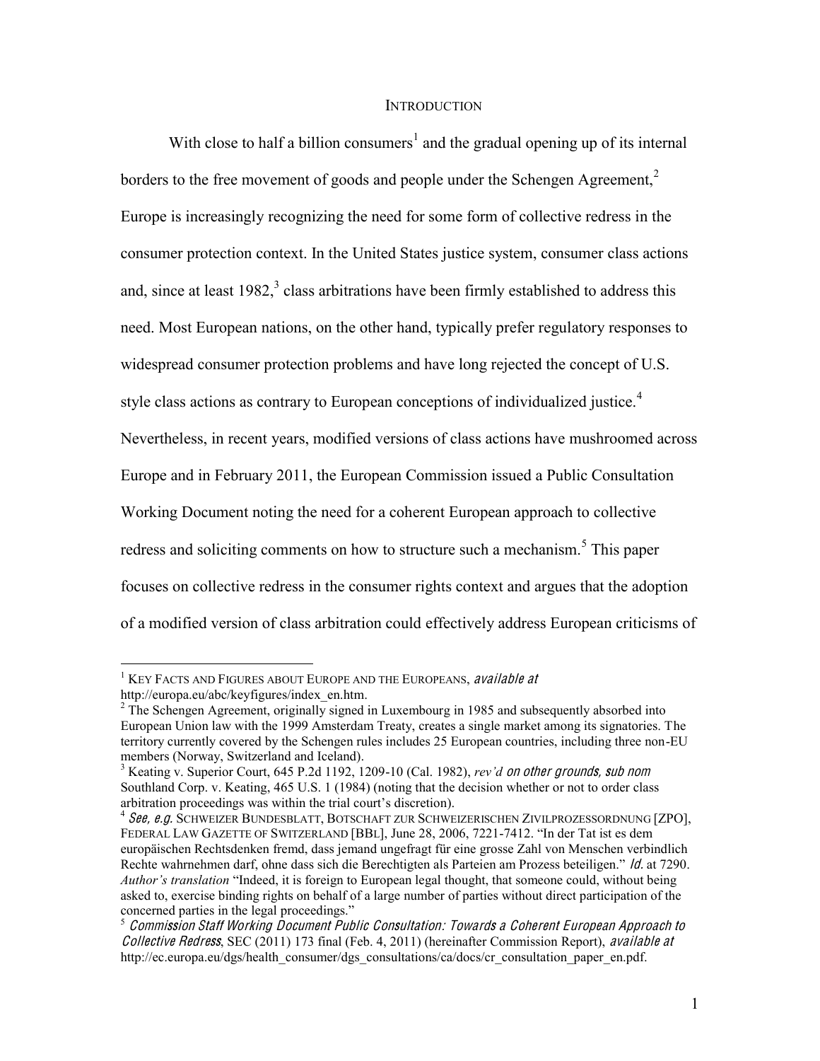# INTRODUCTION

With close to half a billion consumers[1] and the gradual opening up of its internal borders to the free movement of goods and people under the Schengen Agreement,[2] Europe is increasingly recognizing the need for some form of collective redress in the consumer protection context. In the United States justice system, consumer class actions and, since at least 1982,[3] class arbitrations have been firmly established to address this need. Most European nations, on the other hand, typically prefer regulatory responses to widespread consumer protection problems and have long rejected the concept of U.S. style class actions as contrary to European conceptions of individualized justice.[4] Nevertheless, in recent years, modified versions of class actions have mushroomed across Europe and in February 2011, the European Commission issued a Public Consultation Working Document noting the need for a coherent European approach to collective redress and soliciting comments on how to structure such a mechanism.[5] This paper focuses on collective redress in the consumer rights context and argues that the adoption of a modified version of class arbitration could effectively address European criticisms of

---

[1] KEY FACTS AND FIGURES ABOUT EUROPE AND THE EUROPEANS, *available at* http://europa.eu/abc/keyfigures/index_en.htm.

[2] The Schengen Agreement, originally signed in Luxembourg in 1985 and subsequently absorbed into European Union law with the 1999 Amsterdam Treaty, creates a single market among its signatories. The territory currently covered by the Schengen rules includes 25 European countries, including three non-EU members (Norway, Switzerland and Iceland).

[3] Keating v. Superior Court, 645 P.2d 1192, 1209-10 (Cal. 1982), *rev'd on other grounds, sub nom* Southland Corp. v. Keating, 465 U.S. 1 (1984) (noting that the decision whether or not to order class arbitration proceedings was within the trial court's discretion).

[4] *See, e.g.* SCHWEIZER BUNDESBLATT, BOTSCHAFT ZUR SCHWEIZERISCHEN ZIVILPROZESSORDNUNG [ZPO], FEDERAL LAW GAZETTE OF SWITZERLAND [BBL], June 28, 2006, 7221-7412. "In der Tat ist es dem europäischen Rechtsdenken fremd, dass jemand ungefragt für eine grosse Zahl von Menschen verbindlich Rechte wahrnehmen darf, ohne dass sich die Berechtigten als Parteien am Prozess beteiligen." *Id.* at 7290. *Author's translation* "Indeed, it is foreign to European legal thought, that someone could, without being asked to, exercise binding rights on behalf of a large number of parties without direct participation of the concerned parties in the legal proceedings."

[5] *Commission Staff Working Document Public Consultation: Towards a Coherent European Approach to Collective Redress*, SEC (2011) 173 final (Feb. 4, 2011) (hereinafter Commission Report), *available at* http://ec.europa.eu/dgs/health_consumer/dgs_consultations/ca/docs/cr_consultation_paper_en.pdf.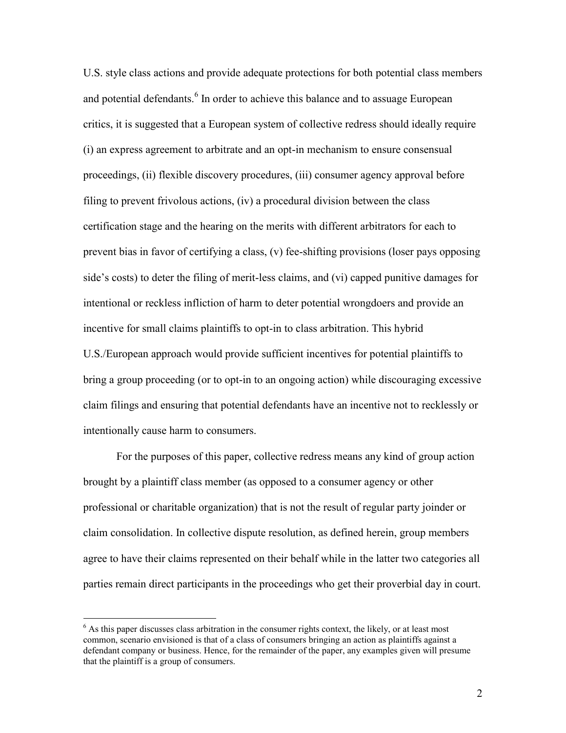U.S. style class actions and provide adequate protections for both potential class members and potential defendants.[6] In order to achieve this balance and to assuage European critics, it is suggested that a European system of collective redress should ideally require (i) an express agreement to arbitrate and an opt-in mechanism to ensure consensual proceedings, (ii) flexible discovery procedures, (iii) consumer agency approval before filing to prevent frivolous actions, (iv) a procedural division between the class certification stage and the hearing on the merits with different arbitrators for each to prevent bias in favor of certifying a class, (v) fee-shifting provisions (loser pays opposing side's costs) to deter the filing of merit-less claims, and (vi) capped punitive damages for intentional or reckless infliction of harm to deter potential wrongdoers and provide an incentive for small claims plaintiffs to opt-in to class arbitration. This hybrid U.S./European approach would provide sufficient incentives for potential plaintiffs to bring a group proceeding (or to opt-in to an ongoing action) while discouraging excessive claim filings and ensuring that potential defendants have an incentive not to recklessly or intentionally cause harm to consumers.

For the purposes of this paper, collective redress means any kind of group action brought by a plaintiff class member (as opposed to a consumer agency or other professional or charitable organization) that is not the result of regular party joinder or claim consolidation. In collective dispute resolution, as defined herein, group members agree to have their claims represented on their behalf while in the latter two categories all parties remain direct participants in the proceedings who get their proverbial day in court.

---

[6] As this paper discusses class arbitration in the consumer rights context, the likely, or at least most common, scenario envisioned is that of a class of consumers bringing an action as plaintiffs against a defendant company or business. Hence, for the remainder of the paper, any examples given will presume that the plaintiff is a group of consumers.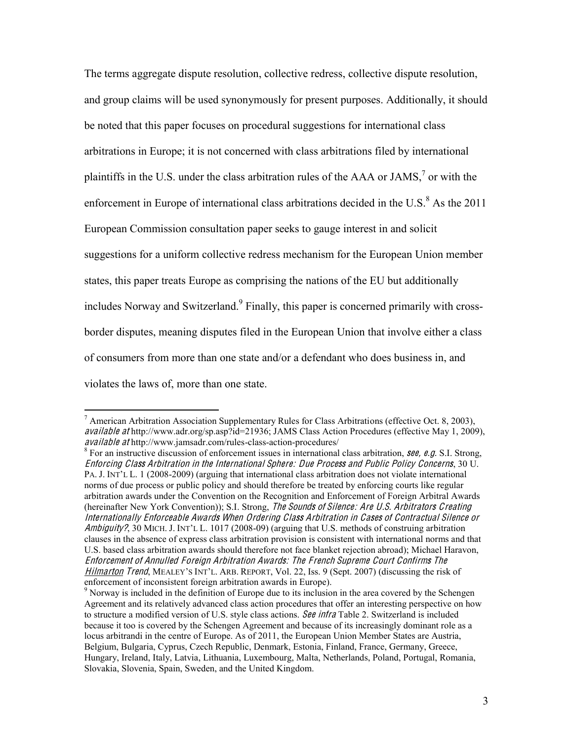The terms aggregate dispute resolution, collective redress, collective dispute resolution, and group claims will be used synonymously for present purposes. Additionally, it should be noted that this paper focuses on procedural suggestions for international class arbitrations in Europe; it is not concerned with class arbitrations filed by international plaintiffs in the U.S. under the class arbitration rules of the AAA or JAMS,[7] or with the enforcement in Europe of international class arbitrations decided in the U.S.[8] As the 2011 European Commission consultation paper seeks to gauge interest in and solicit suggestions for a uniform collective redress mechanism for the European Union member states, this paper treats Europe as comprising the nations of the EU but additionally includes Norway and Switzerland.[9] Finally, this paper is concerned primarily with cross-border disputes, meaning disputes filed in the European Union that involve either a class of consumers from more than one state and/or a defendant who does business in, and violates the laws of, more than one state.

---

[7] American Arbitration Association Supplementary Rules for Class Arbitrations (effective Oct. 8, 2003), *available at* http://www.adr.org/sp.asp?id=21936; JAMS Class Action Procedures (effective May 1, 2009), *available at* http://www.jamsadr.com/rules-class-action-procedures/

[8] For an instructive discussion of enforcement issues in international class arbitration, *see, e.g.* S.I. Strong, *Enforcing Class Arbitration in the International Sphere: Due Process and Public Policy Concerns*, 30 U. PA. J. INT'L L. 1 (2008-2009) (arguing that international class arbitration does not violate international norms of due process or public policy and should therefore be treated by enforcing courts like regular arbitration awards under the Convention on the Recognition and Enforcement of Foreign Arbitral Awards (hereinafter New York Convention)); S.I. Strong, *The Sounds of Silence: Are U.S. Arbitrators Creating Internationally Enforceable Awards When Ordering Class Arbitration in Cases of Contractual Silence or Ambiguity?*, 30 MICH. J. INT'L L. 1017 (2008-09) (arguing that U.S. methods of construing arbitration clauses in the absence of express class arbitration provision is consistent with international norms and that U.S. based class arbitration awards should therefore not face blanket rejection abroad); Michael Haravon, *Enforcement of Annulled Foreign Arbitration Awards: The French Supreme Court Confirms The Hilmarton Trend*, MEALEY'S INT'L. ARB. REPORT, Vol. 22, Iss. 9 (Sept. 2007) (discussing the risk of enforcement of inconsistent foreign arbitration awards in Europe).

[9] Norway is included in the definition of Europe due to its inclusion in the area covered by the Schengen Agreement and its relatively advanced class action procedures that offer an interesting perspective on how to structure a modified version of U.S. style class actions. *See infra* Table 2. Switzerland is included because it too is covered by the Schengen Agreement and because of its increasingly dominant role as a locus arbitrandi in the centre of Europe. As of 2011, the European Union Member States are Austria, Belgium, Bulgaria, Cyprus, Czech Republic, Denmark, Estonia, Finland, France, Germany, Greece, Hungary, Ireland, Italy, Latvia, Lithuania, Luxembourg, Malta, Netherlands, Poland, Portugal, Romania, Slovakia, Slovenia, Spain, Sweden, and the United Kingdom.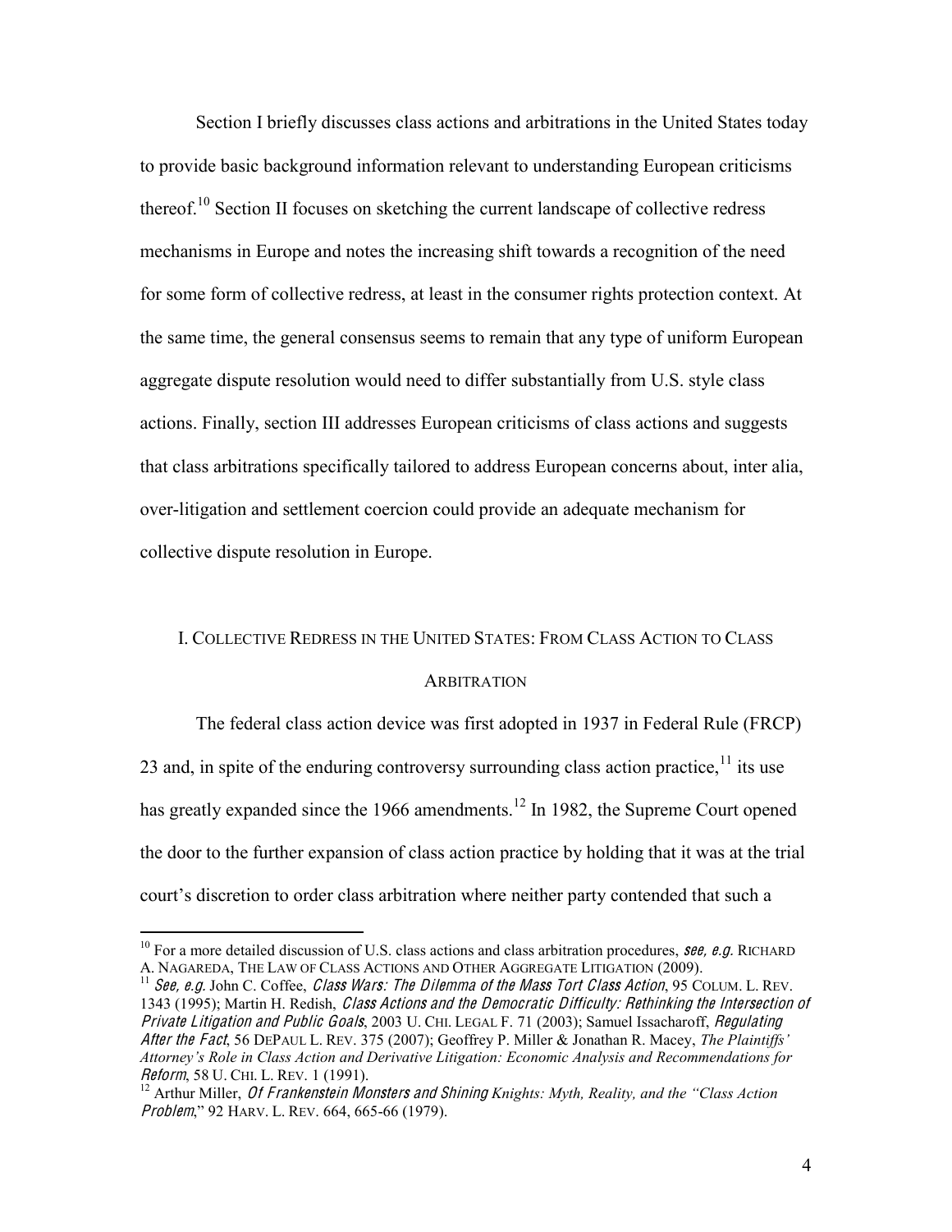Section I briefly discusses class actions and arbitrations in the United States today to provide basic background information relevant to understanding European criticisms thereof.[10] Section II focuses on sketching the current landscape of collective redress mechanisms in Europe and notes the increasing shift towards a recognition of the need for some form of collective redress, at least in the consumer rights protection context. At the same time, the general consensus seems to remain that any type of uniform European aggregate dispute resolution would need to differ substantially from U.S. style class actions. Finally, section III addresses European criticisms of class actions and suggests that class arbitrations specifically tailored to address European concerns about, inter alia, over-litigation and settlement coercion could provide an adequate mechanism for collective dispute resolution in Europe.

## I. Collective Redress in the United States: From Class Action to Class Arbitration

The federal class action device was first adopted in 1937 in Federal Rule (FRCP) 23 and, in spite of the enduring controversy surrounding class action practice,[11] its use has greatly expanded since the 1966 amendments.[12] In 1982, the Supreme Court opened the door to the further expansion of class action practice by holding that it was at the trial court's discretion to order class arbitration where neither party contended that such a

---

[10] For a more detailed discussion of U.S. class actions and class arbitration procedures, *see, e.g.* RICHARD A. NAGAREDA, THE LAW OF CLASS ACTIONS AND OTHER AGGREGATE LITIGATION (2009).

[11] *See, e.g.* John C. Coffee, *Class Wars: The Dilemma of the Mass Tort Class Action*, 95 COLUM. L. REV. 1343 (1995); Martin H. Redish, *Class Actions and the Democratic Difficulty: Rethinking the Intersection of Private Litigation and Public Goals*, 2003 U. CHI. LEGAL F. 71 (2003); Samuel Issacharoff, *Regulating After the Fact*, 56 DEPAUL L. REV. 375 (2007); Geoffrey P. Miller & Jonathan R. Macey, *The Plaintiffs' Attorney's Role in Class Action and Derivative Litigation: Economic Analysis and Recommendations for Reform*, 58 U. CHI. L. REV. 1 (1991).

[12] Arthur Miller, *Of Frankenstein Monsters and Shining Knights: Myth, Reality, and the "Class Action Problem*," 92 HARV. L. REV. 664, 665-66 (1979).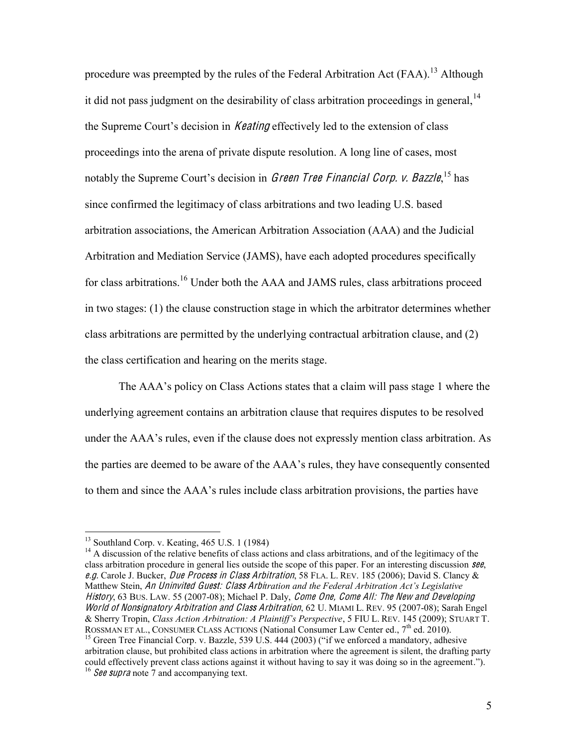procedure was preempted by the rules of the Federal Arbitration Act (FAA).[13] Although it did not pass judgment on the desirability of class arbitration proceedings in general,[14] the Supreme Court's decision in *Keating* effectively led to the extension of class proceedings into the arena of private dispute resolution. A long line of cases, most notably the Supreme Court's decision in *Green Tree Financial Corp. v. Bazzle*,[15] has since confirmed the legitimacy of class arbitrations and two leading U.S. based arbitration associations, the American Arbitration Association (AAA) and the Judicial Arbitration and Mediation Service (JAMS), have each adopted procedures specifically for class arbitrations.[16] Under both the AAA and JAMS rules, class arbitrations proceed in two stages: (1) the clause construction stage in which the arbitrator determines whether class arbitrations are permitted by the underlying contractual arbitration clause, and (2) the class certification and hearing on the merits stage.

The AAA's policy on Class Actions states that a claim will pass stage 1 where the underlying agreement contains an arbitration clause that requires disputes to be resolved under the AAA's rules, even if the clause does not expressly mention class arbitration. As the parties are deemed to be aware of the AAA's rules, they have consequently consented to them and since the AAA's rules include class arbitration provisions, the parties have

---

[13] Southland Corp. v. Keating, 465 U.S. 1 (1984)

[14] A discussion of the relative benefits of class actions and class arbitrations, and of the legitimacy of the class arbitration procedure in general lies outside the scope of this paper. For an interesting discussion *see, e.g.* Carole J. Bucker, *Due Process in Class Arbitration*, 58 FLA. L. REV. 185 (2006); David S. Clancy & Matthew Stein, *An Uninvited Guest: Class Arbitration and the Federal Arbitration Act's Legislative History*, 63 BUS. LAW. 55 (2007-08); Michael P. Daly, *Come One, Come All: The New and Developing World of Nonsignatory Arbitration and Class Arbitration*, 62 U. MIAMI L. REV. 95 (2007-08); Sarah Engel & Sherry Tropin, *Class Action Arbitration: A Plaintiff's Perspective*, 5 FIU L. REV. 145 (2009); STUART T. ROSSMAN ET AL., CONSUMER CLASS ACTIONS (National Consumer Law Center ed., 7th ed. 2010).

[15] Green Tree Financial Corp. v. Bazzle, 539 U.S. 444 (2003) ("if we enforced a mandatory, adhesive arbitration clause, but prohibited class actions in arbitration where the agreement is silent, the drafting party could effectively prevent class actions against it without having to say it was doing so in the agreement.").

[16] *See supra* note 7 and accompanying text.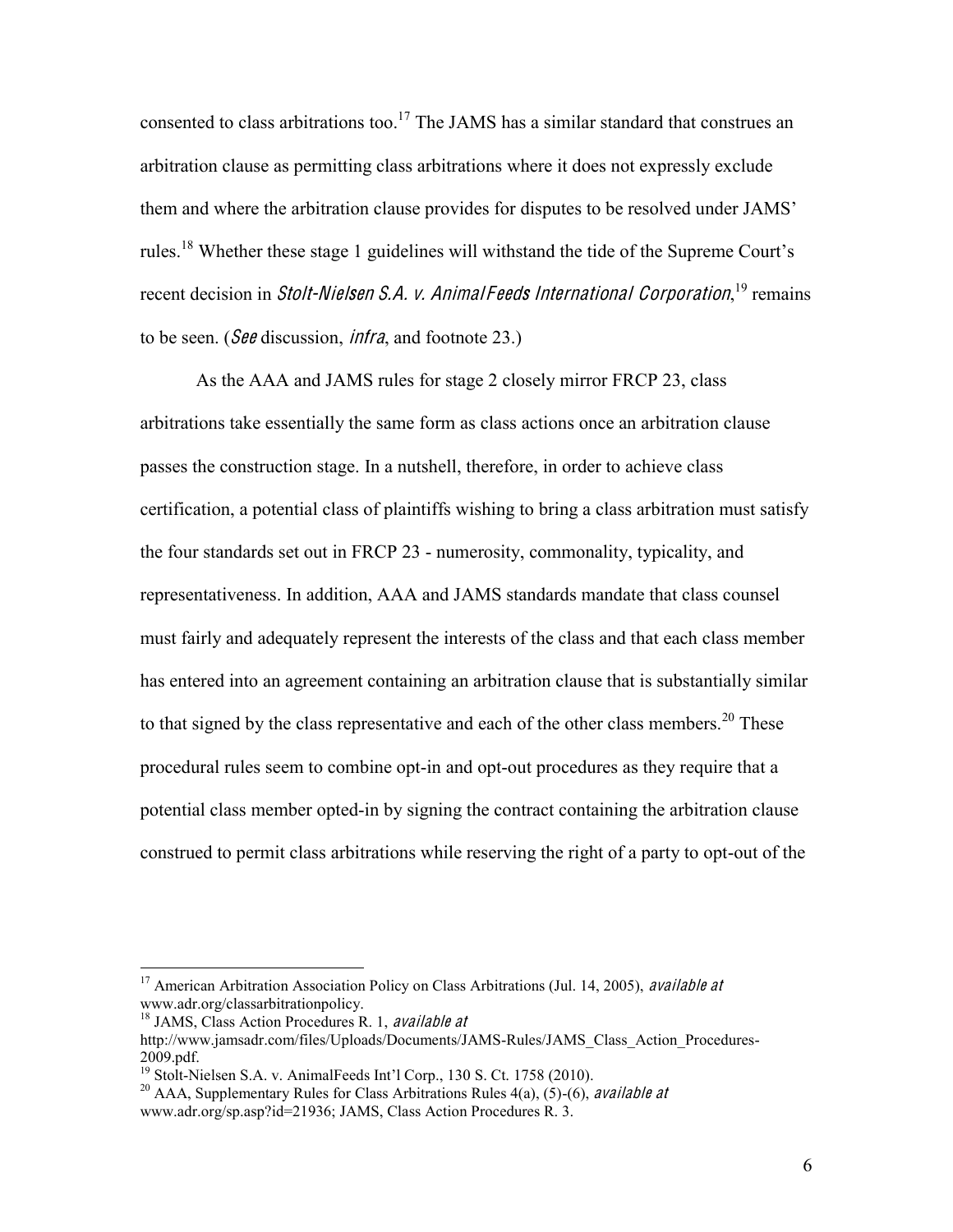consented to class arbitrations too.[17] The JAMS has a similar standard that construes an arbitration clause as permitting class arbitrations where it does not expressly exclude them and where the arbitration clause provides for disputes to be resolved under JAMS' rules.[18] Whether these stage 1 guidelines will withstand the tide of the Supreme Court's recent decision in *Stolt-Nielsen S.A. v. AnimalFeeds International Corporation*,[19] remains to be seen. (*See* discussion, *infra*, and footnote 23.)

As the AAA and JAMS rules for stage 2 closely mirror FRCP 23, class arbitrations take essentially the same form as class actions once an arbitration clause passes the construction stage. In a nutshell, therefore, in order to achieve class certification, a potential class of plaintiffs wishing to bring a class arbitration must satisfy the four standards set out in FRCP 23 - numerosity, commonality, typicality, and representativeness. In addition, AAA and JAMS standards mandate that class counsel must fairly and adequately represent the interests of the class and that each class member has entered into an agreement containing an arbitration clause that is substantially similar to that signed by the class representative and each of the other class members.[20] These procedural rules seem to combine opt-in and opt-out procedures as they require that a potential class member opted-in by signing the contract containing the arbitration clause construed to permit class arbitrations while reserving the right of a party to opt-out of the

---

[17] American Arbitration Association Policy on Class Arbitrations (Jul. 14, 2005), *available at* www.adr.org/classarbitrationpolicy.

[18] JAMS, Class Action Procedures R. 1, *available at* http://www.jamsadr.com/files/Uploads/Documents/JAMS-Rules/JAMS_Class_Action_Procedures-2009.pdf.

[19] Stolt-Nielsen S.A. v. AnimalFeeds Int'l Corp., 130 S. Ct. 1758 (2010).

[20] AAA, Supplementary Rules for Class Arbitrations Rules 4(a), (5)-(6), *available at* www.adr.org/sp.asp?id=21936; JAMS, Class Action Procedures R. 3.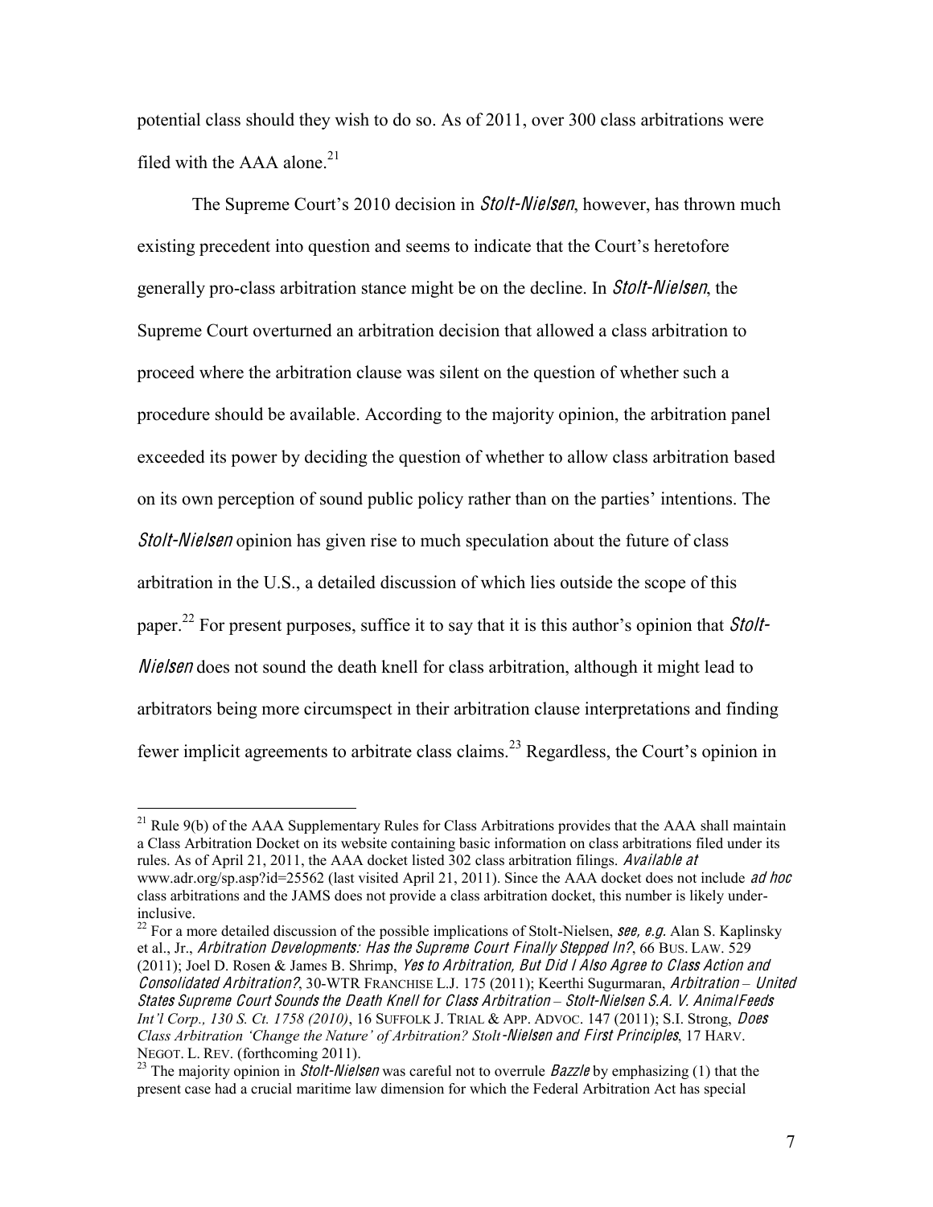potential class should they wish to do so. As of 2011, over 300 class arbitrations were filed with the AAA alone.[21]

The Supreme Court's 2010 decision in *Stolt-Nielsen*, however, has thrown much existing precedent into question and seems to indicate that the Court's heretofore generally pro-class arbitration stance might be on the decline. In *Stolt-Nielsen*, the Supreme Court overturned an arbitration decision that allowed a class arbitration to proceed where the arbitration clause was silent on the question of whether such a procedure should be available. According to the majority opinion, the arbitration panel exceeded its power by deciding the question of whether to allow class arbitration based on its own perception of sound public policy rather than on the parties' intentions. The *Stolt-Nielsen* opinion has given rise to much speculation about the future of class arbitration in the U.S., a detailed discussion of which lies outside the scope of this paper.[22] For present purposes, suffice it to say that it is this author's opinion that *Stolt-Nielsen* does not sound the death knell for class arbitration, although it might lead to arbitrators being more circumspect in their arbitration clause interpretations and finding fewer implicit agreements to arbitrate class claims.[23] Regardless, the Court's opinion in

---

[21] Rule 9(b) of the AAA Supplementary Rules for Class Arbitrations provides that the AAA shall maintain a Class Arbitration Docket on its website containing basic information on class arbitrations filed under its rules. As of April 21, 2011, the AAA docket listed 302 class arbitration filings. *Available at* www.adr.org/sp.asp?id=25562 (last visited April 21, 2011). Since the AAA docket does not include *ad hoc* class arbitrations and the JAMS does not provide a class arbitration docket, this number is likely under-inclusive.

[22] For a more detailed discussion of the possible implications of Stolt-Nielsen, *see, e.g.* Alan S. Kaplinsky et al., Jr., *Arbitration Developments: Has the Supreme Court Finally Stepped In?*, 66 BUS. LAW. 529 (2011); Joel D. Rosen & James B. Shrimp, *Yes to Arbitration, But Did I Also Agree to Class Action and Consolidated Arbitration?*, 30-WTR FRANCHISE L.J. 175 (2011); Keerthi Sugurmaran, *Arbitration – United States Supreme Court Sounds the Death Knell for Class Arbitration – Stolt-Nielsen S.A. V. AnimalFeeds Int'l Corp., 130 S. Ct. 1758 (2010)*, 16 SUFFOLK J. TRIAL & APP. ADVOC. 147 (2011); S.I. Strong, *Does Class Arbitration 'Change the Nature' of Arbitration? Stolt-Nielsen and First Principles*, 17 HARV. NEGOT. L. REV. (forthcoming 2011).

[23] The majority opinion in *Stolt-Nielsen* was careful not to overrule *Bazzle* by emphasizing (1) that the present case had a crucial maritime law dimension for which the Federal Arbitration Act has special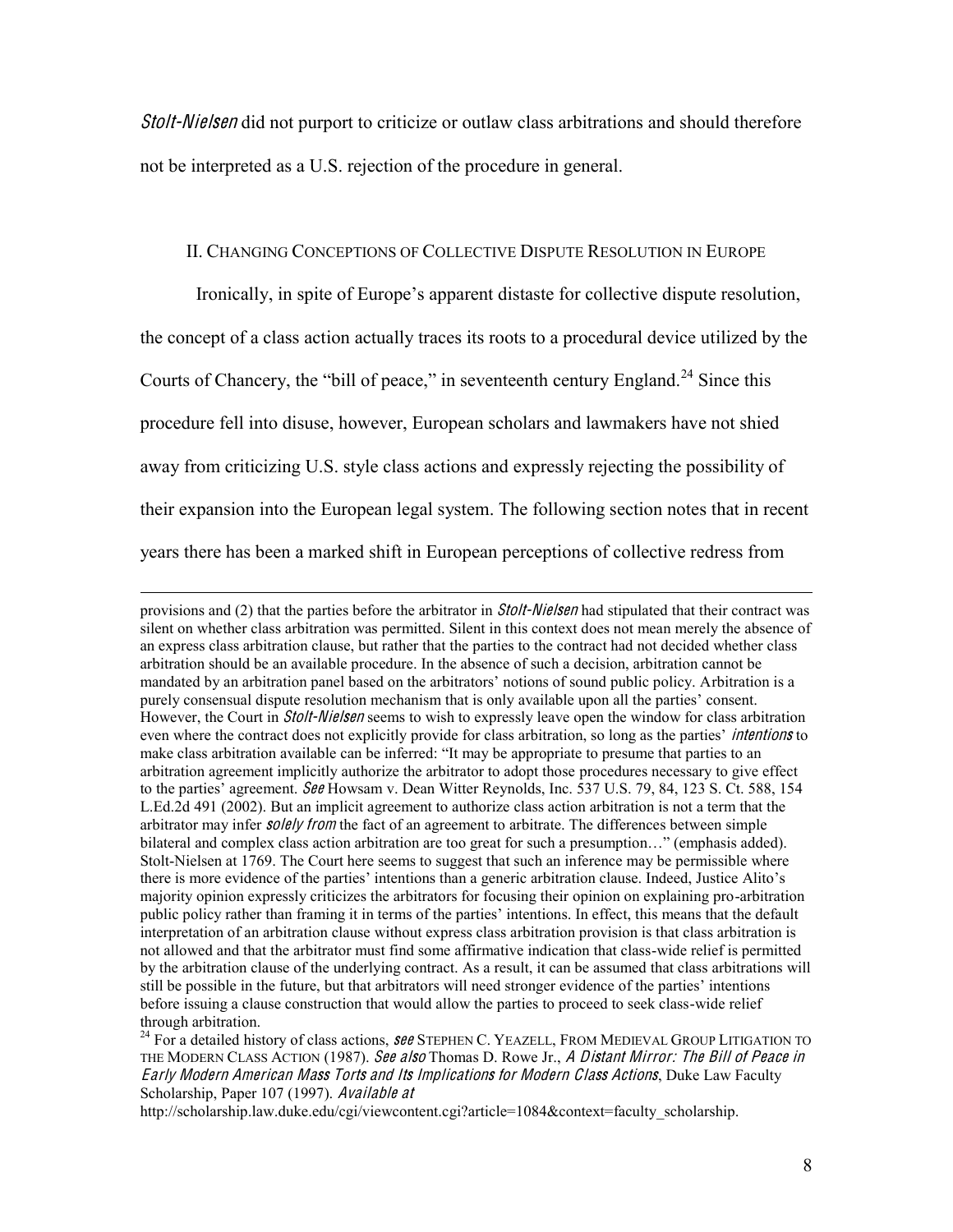*Stolt-Nielsen* did not purport to criticize or outlaw class arbitrations and should therefore not be interpreted as a U.S. rejection of the procedure in general.

## II. Changing Conceptions of Collective Dispute Resolution in Europe

Ironically, in spite of Europe's apparent distaste for collective dispute resolution, the concept of a class action actually traces its roots to a procedural device utilized by the Courts of Chancery, the "bill of peace," in seventeenth century England.[24] Since this procedure fell into disuse, however, European scholars and lawmakers have not shied away from criticizing U.S. style class actions and expressly rejecting the possibility of their expansion into the European legal system. The following section notes that in recent years there has been a marked shift in European perceptions of collective redress from

---

provisions and (2) that the parties before the arbitrator in *Stolt-Nielsen* had stipulated that their contract was silent on whether class arbitration was permitted. Silent in this context does not mean merely the absence of an express class arbitration clause, but rather that the parties to the contract had not decided whether class arbitration should be an available procedure. In the absence of such a decision, arbitration cannot be mandated by an arbitration panel based on the arbitrators' notions of sound public policy. Arbitration is a purely consensual dispute resolution mechanism that is only available upon all the parties' consent. However, the Court in *Stolt-Nielsen* seems to wish to expressly leave open the window for class arbitration even where the contract does not explicitly provide for class arbitration, so long as the parties' *intentions* to make class arbitration available can be inferred: "It may be appropriate to presume that parties to an arbitration agreement implicitly authorize the arbitrator to adopt those procedures necessary to give effect to the parties' agreement. *See* Howsam v. Dean Witter Reynolds, Inc. 537 U.S. 79, 84, 123 S. Ct. 588, 154 L.Ed.2d 491 (2002). But an implicit agreement to authorize class action arbitration is not a term that the arbitrator may infer *solely from* the fact of an agreement to arbitrate. The differences between simple bilateral and complex class action arbitration are too great for such a presumption…" (emphasis added). Stolt-Nielsen at 1769. The Court here seems to suggest that such an inference may be permissible where there is more evidence of the parties' intentions than a generic arbitration clause. Indeed, Justice Alito's majority opinion expressly criticizes the arbitrators for focusing their opinion on explaining pro-arbitration public policy rather than framing it in terms of the parties' intentions. In effect, this means that the default interpretation of an arbitration clause without express class arbitration provision is that class arbitration is not allowed and that the arbitrator must find some affirmative indication that class-wide relief is permitted by the arbitration clause of the underlying contract. As a result, it can be assumed that class arbitrations will still be possible in the future, but that arbitrators will need stronger evidence of the parties' intentions before issuing a clause construction that would allow the parties to proceed to seek class-wide relief through arbitration.

[24] For a detailed history of class actions, *see* Stephen C. Yeazell, From Medieval Group Litigation to the Modern Class Action (1987). *See also* Thomas D. Rowe Jr., *A Distant Mirror: The Bill of Peace in Early Modern American Mass Torts and Its Implications for Modern Class Actions*, Duke Law Faculty Scholarship, Paper 107 (1997). *Available at* http://scholarship.law.duke.edu/cgi/viewcontent.cgi?article=1084&context=faculty_scholarship.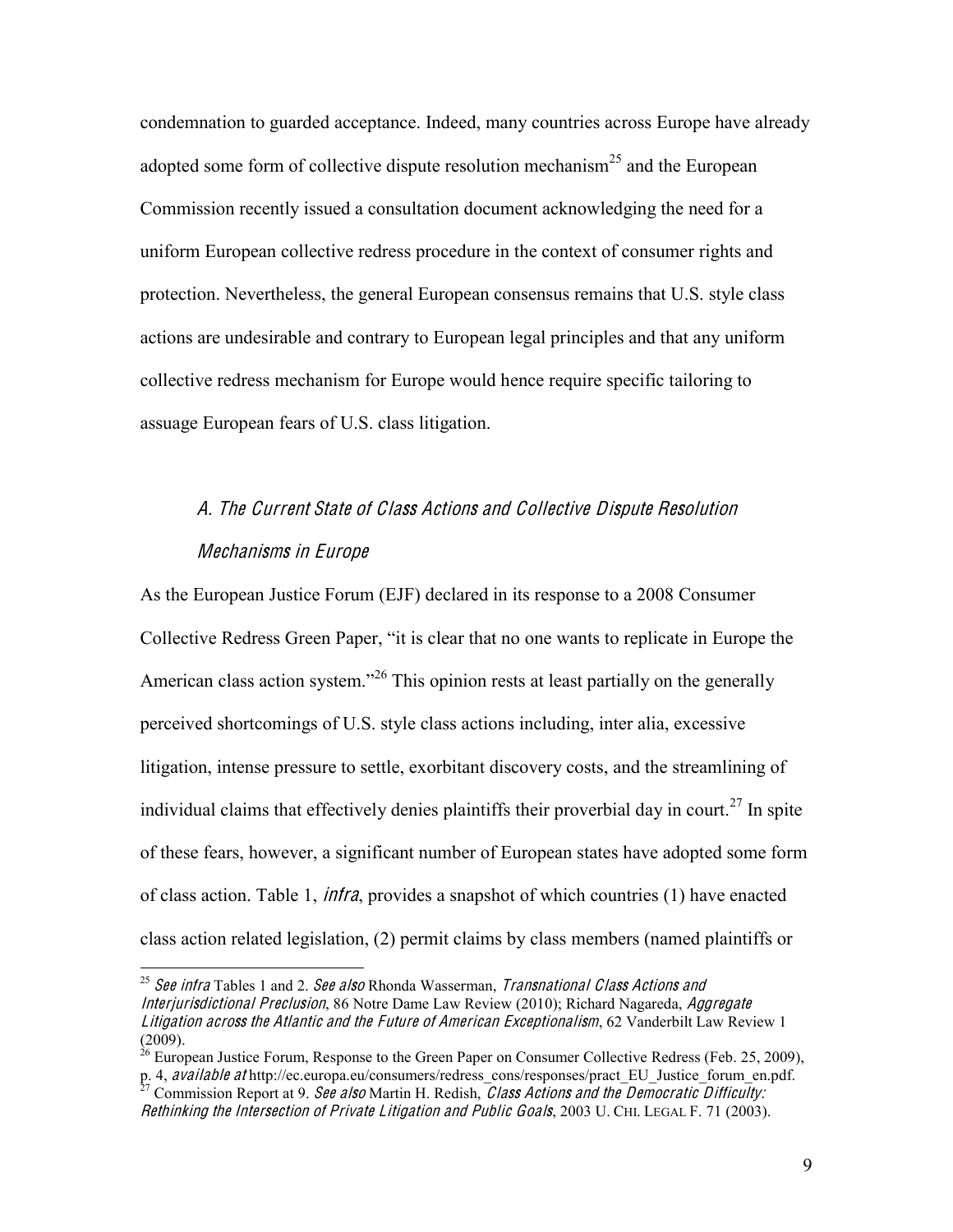condemnation to guarded acceptance. Indeed, many countries across Europe have already adopted some form of collective dispute resolution mechanism[25] and the European Commission recently issued a consultation document acknowledging the need for a uniform European collective redress procedure in the context of consumer rights and protection. Nevertheless, the general European consensus remains that U.S. style class actions are undesirable and contrary to European legal principles and that any uniform collective redress mechanism for Europe would hence require specific tailoring to assuage European fears of U.S. class litigation.

### *A. The Current State of Class Actions and Collective Dispute Resolution Mechanisms in Europe*

As the European Justice Forum (EJF) declared in its response to a 2008 Consumer Collective Redress Green Paper, "it is clear that no one wants to replicate in Europe the American class action system."[26] This opinion rests at least partially on the generally perceived shortcomings of U.S. style class actions including, inter alia, excessive litigation, intense pressure to settle, exorbitant discovery costs, and the streamlining of individual claims that effectively denies plaintiffs their proverbial day in court.[27] In spite of these fears, however, a significant number of European states have adopted some form of class action. Table 1, *infra*, provides a snapshot of which countries (1) have enacted class action related legislation, (2) permit claims by class members (named plaintiffs or

---

[25] *See infra* Tables 1 and 2. *See also* Rhonda Wasserman, *Transnational Class Actions and Interjurisdictional Preclusion*, 86 Notre Dame Law Review (2010); Richard Nagareda, *Aggregate Litigation across the Atlantic and the Future of American Exceptionalism*, 62 Vanderbilt Law Review 1 (2009).

[26] European Justice Forum, Response to the Green Paper on Consumer Collective Redress (Feb. 25, 2009), p. 4, *available at* http://ec.europa.eu/consumers/redress_cons/responses/pract_EU_Justice_forum_en.pdf.

[27] Commission Report at 9. *See also* Martin H. Redish, *Class Actions and the Democratic Difficulty: Rethinking the Intersection of Private Litigation and Public Goals*, 2003 U. CHI. LEGAL F. 71 (2003).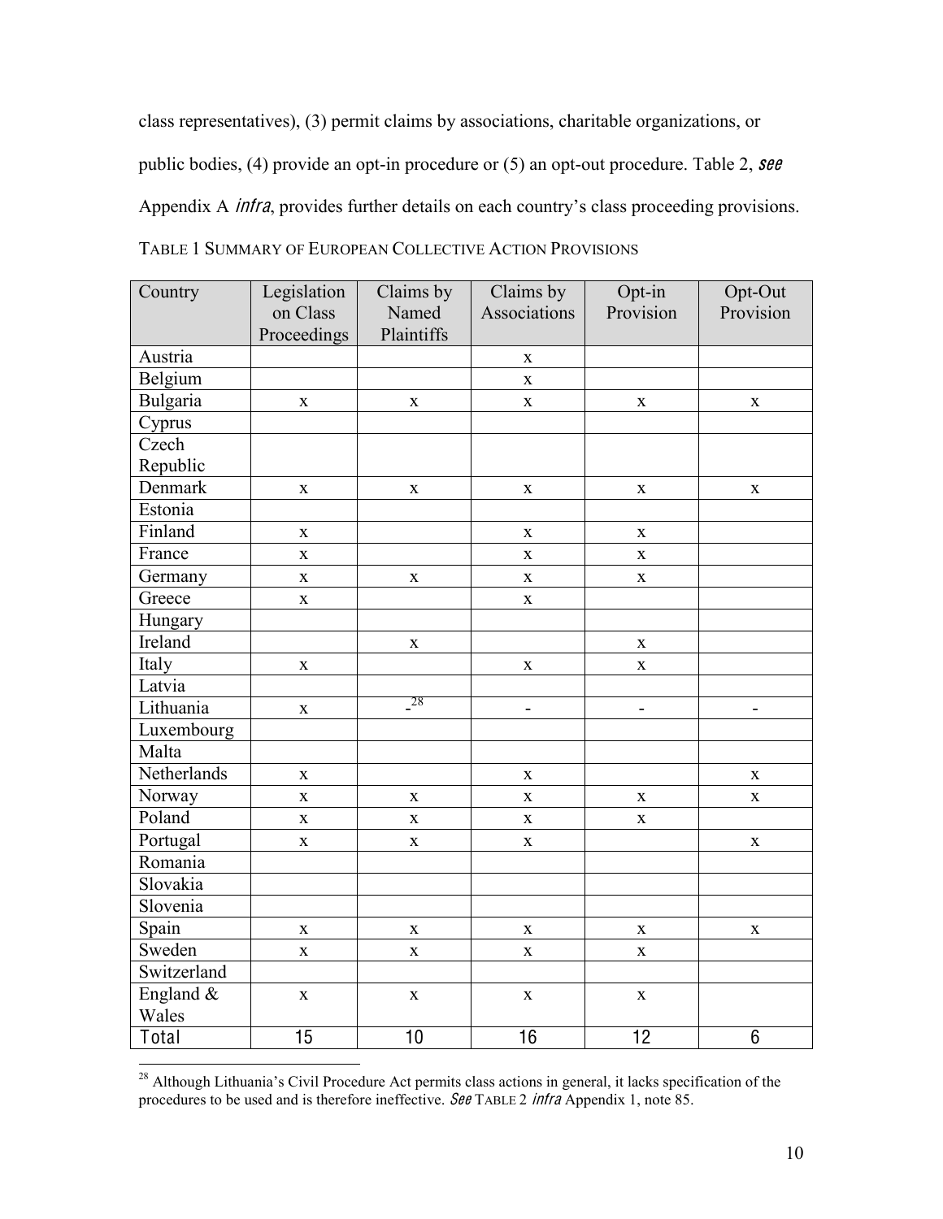class representatives), (3) permit claims by associations, charitable organizations, or public bodies, (4) provide an opt-in procedure or (5) an opt-out procedure. Table 2, *see* Appendix A *infra*, provides further details on each country's class proceeding provisions.

TABLE 1 SUMMARY OF EUROPEAN COLLECTIVE ACTION PROVISIONS

| Country | Legislation on Class Proceedings | Claims by Named Plaintiffs | Claims by Associations | Opt-in Provision | Opt-Out Provision |
|---|---|---|---|---|---|
| Austria | | | x | | |
| Belgium | | | x | | |
| Bulgaria | x | x | x | x | x |
| Cyprus | | | | | |
| Czech Republic | | | | | |
| Denmark | x | x | x | x | x |
| Estonia | | | | | |
| Finland | x | | x | x | |
| France | x | | x | x | |
| Germany | x | x | x | x | |
| Greece | x | | x | | |
| Hungary | | | | | |
| Ireland | | x | | x | |
| Italy | x | | x | x | |
| Latvia | | | | | |
| Lithuania | x | -[28] | - | - | - |
| Luxembourg | | | | | |
| Malta | | | | | |
| Netherlands | x | | x | | x |
| Norway | x | x | x | x | x |
| Poland | x | x | x | x | |
| Portugal | x | x | x | | x |
| Romania | | | | | |
| Slovakia | | | | | |
| Slovenia | | | | | |
| Spain | x | x | x | x | x |
| Sweden | x | x | x | x | |
| Switzerland | | | | | |
| England & Wales | x | x | x | x | |
| Total | 15 | 10 | 16 | 12 | 6 |

[28] Although Lithuania's Civil Procedure Act permits class actions in general, it lacks specification of the procedures to be used and is therefore ineffective. *See* TABLE 2 *infra* Appendix 1, note 85.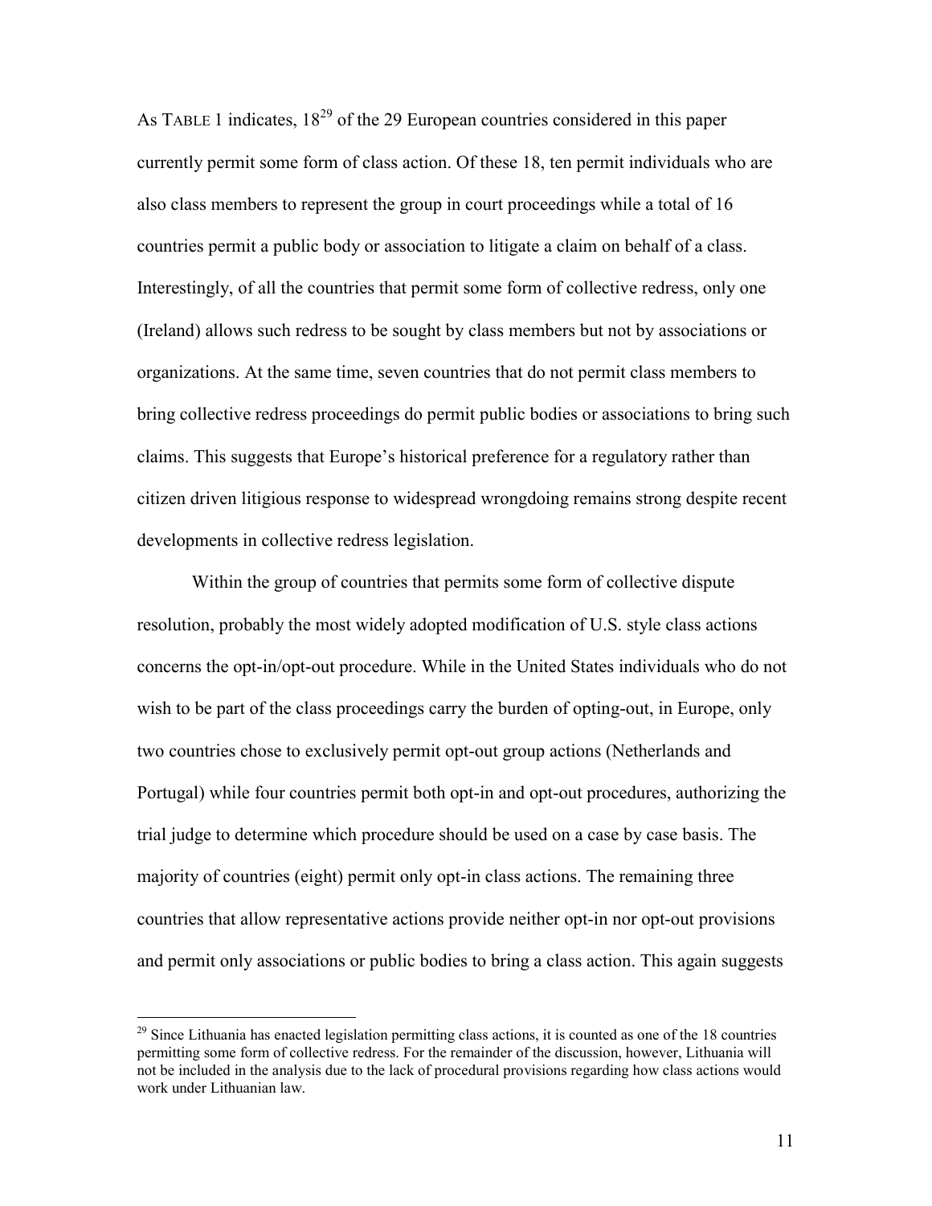As TABLE 1 indicates, 18[29] of the 29 European countries considered in this paper currently permit some form of class action. Of these 18, ten permit individuals who are also class members to represent the group in court proceedings while a total of 16 countries permit a public body or association to litigate a claim on behalf of a class. Interestingly, of all the countries that permit some form of collective redress, only one (Ireland) allows such redress to be sought by class members but not by associations or organizations. At the same time, seven countries that do not permit class members to bring collective redress proceedings do permit public bodies or associations to bring such claims. This suggests that Europe's historical preference for a regulatory rather than citizen driven litigious response to widespread wrongdoing remains strong despite recent developments in collective redress legislation.

Within the group of countries that permits some form of collective dispute resolution, probably the most widely adopted modification of U.S. style class actions concerns the opt-in/opt-out procedure. While in the United States individuals who do not wish to be part of the class proceedings carry the burden of opting-out, in Europe, only two countries chose to exclusively permit opt-out group actions (Netherlands and Portugal) while four countries permit both opt-in and opt-out procedures, authorizing the trial judge to determine which procedure should be used on a case by case basis. The majority of countries (eight) permit only opt-in class actions. The remaining three countries that allow representative actions provide neither opt-in nor opt-out provisions and permit only associations or public bodies to bring a class action. This again suggests

[29] Since Lithuania has enacted legislation permitting class actions, it is counted as one of the 18 countries permitting some form of collective redress. For the remainder of the discussion, however, Lithuania will not be included in the analysis due to the lack of procedural provisions regarding how class actions would work under Lithuanian law.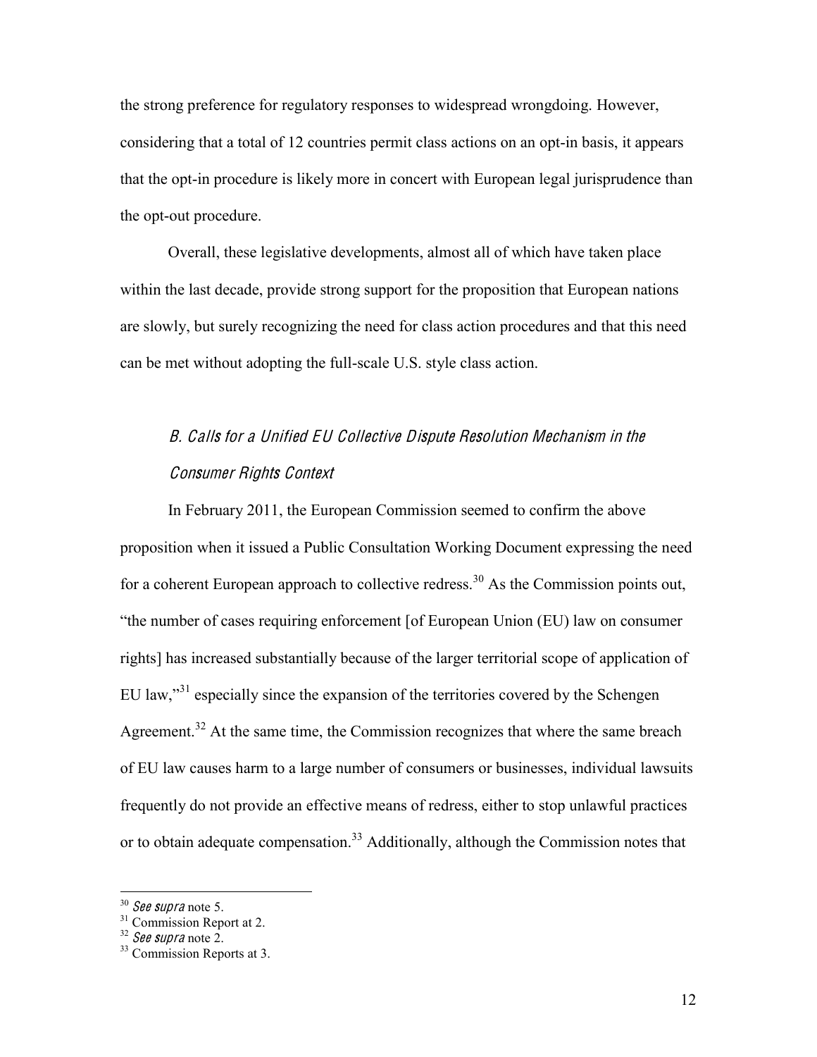the strong preference for regulatory responses to widespread wrongdoing. However, considering that a total of 12 countries permit class actions on an opt-in basis, it appears that the opt-in procedure is likely more in concert with European legal jurisprudence than the opt-out procedure.

Overall, these legislative developments, almost all of which have taken place within the last decade, provide strong support for the proposition that European nations are slowly, but surely recognizing the need for class action procedures and that this need can be met without adopting the full-scale U.S. style class action.

### *B. Calls for a Unified EU Collective Dispute Resolution Mechanism in the Consumer Rights Context*

In February 2011, the European Commission seemed to confirm the above proposition when it issued a Public Consultation Working Document expressing the need for a coherent European approach to collective redress.[30] As the Commission points out, "the number of cases requiring enforcement [of European Union (EU) law on consumer rights] has increased substantially because of the larger territorial scope of application of EU law,"[31] especially since the expansion of the territories covered by the Schengen Agreement.[32] At the same time, the Commission recognizes that where the same breach of EU law causes harm to a large number of consumers or businesses, individual lawsuits frequently do not provide an effective means of redress, either to stop unlawful practices or to obtain adequate compensation.[33] Additionally, although the Commission notes that

---

[30] *See supra* note 5.

[31] Commission Report at 2.

[32] *See supra* note 2.

[33] Commission Reports at 3.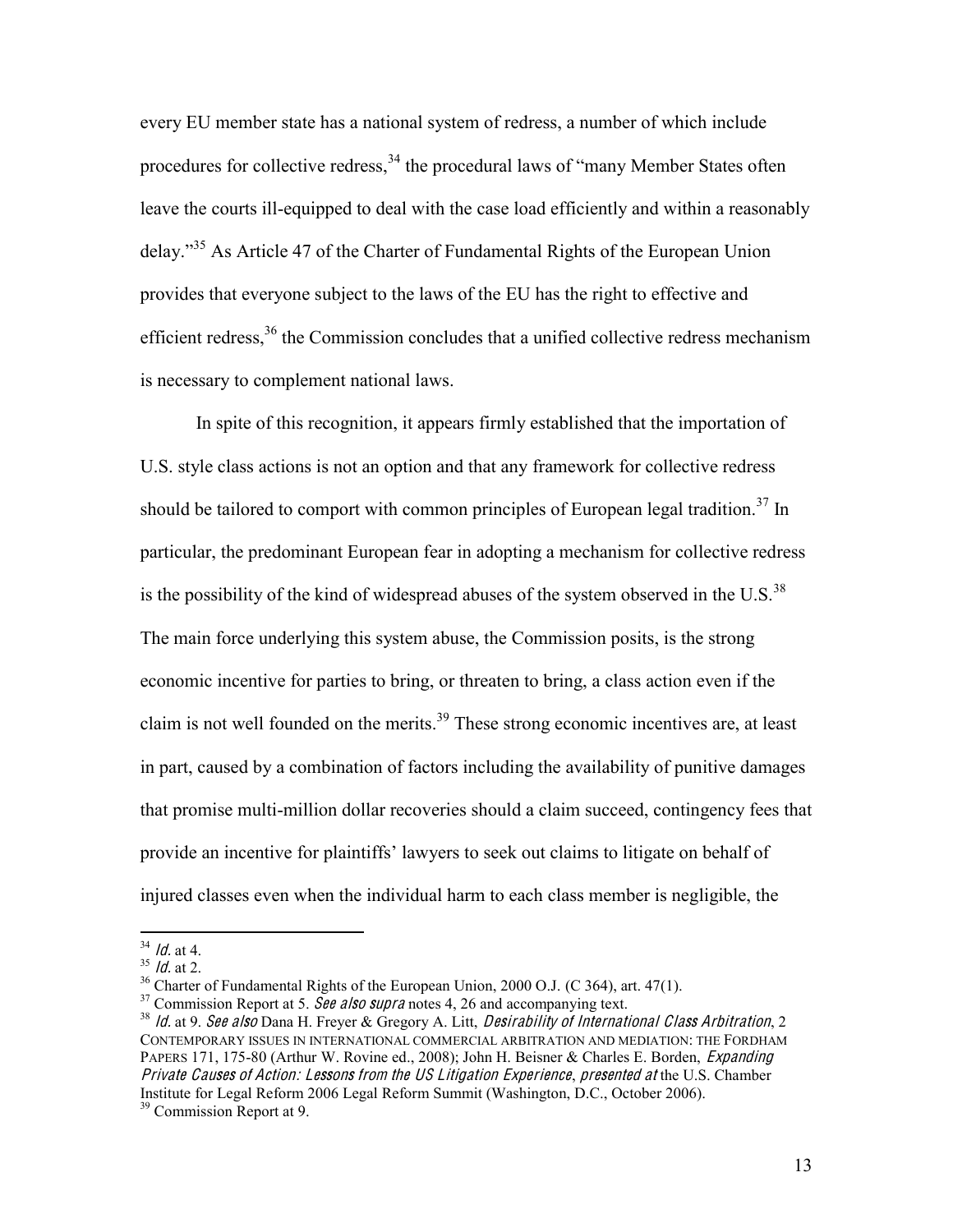every EU member state has a national system of redress, a number of which include procedures for collective redress,[34] the procedural laws of "many Member States often leave the courts ill-equipped to deal with the case load efficiently and within a reasonably delay."[35] As Article 47 of the Charter of Fundamental Rights of the European Union provides that everyone subject to the laws of the EU has the right to effective and efficient redress,[36] the Commission concludes that a unified collective redress mechanism is necessary to complement national laws.

In spite of this recognition, it appears firmly established that the importation of U.S. style class actions is not an option and that any framework for collective redress should be tailored to comport with common principles of European legal tradition.[37] In particular, the predominant European fear in adopting a mechanism for collective redress is the possibility of the kind of widespread abuses of the system observed in the U.S.[38] The main force underlying this system abuse, the Commission posits, is the strong economic incentive for parties to bring, or threaten to bring, a class action even if the claim is not well founded on the merits.[39] These strong economic incentives are, at least in part, caused by a combination of factors including the availability of punitive damages that promise multi-million dollar recoveries should a claim succeed, contingency fees that provide an incentive for plaintiffs' lawyers to seek out claims to litigate on behalf of injured classes even when the individual harm to each class member is negligible, the

---

[34] *Id.* at 4.

[35] *Id.* at 2.

[36] Charter of Fundamental Rights of the European Union, 2000 O.J. (C 364), art. 47(1).

[37] Commission Report at 5. *See also supra* notes 4, 26 and accompanying text.

[38] *Id.* at 9. *See also* Dana H. Freyer & Gregory A. Litt, *Desirability of International Class Arbitration*, 2 CONTEMPORARY ISSUES IN INTERNATIONAL COMMERCIAL ARBITRATION AND MEDIATION: THE FORDHAM PAPERS 171, 175-80 (Arthur W. Rovine ed., 2008); John H. Beisner & Charles E. Borden, *Expanding Private Causes of Action: Lessons from the US Litigation Experience*, *presented at* the U.S. Chamber Institute for Legal Reform 2006 Legal Reform Summit (Washington, D.C., October 2006).

[39] Commission Report at 9.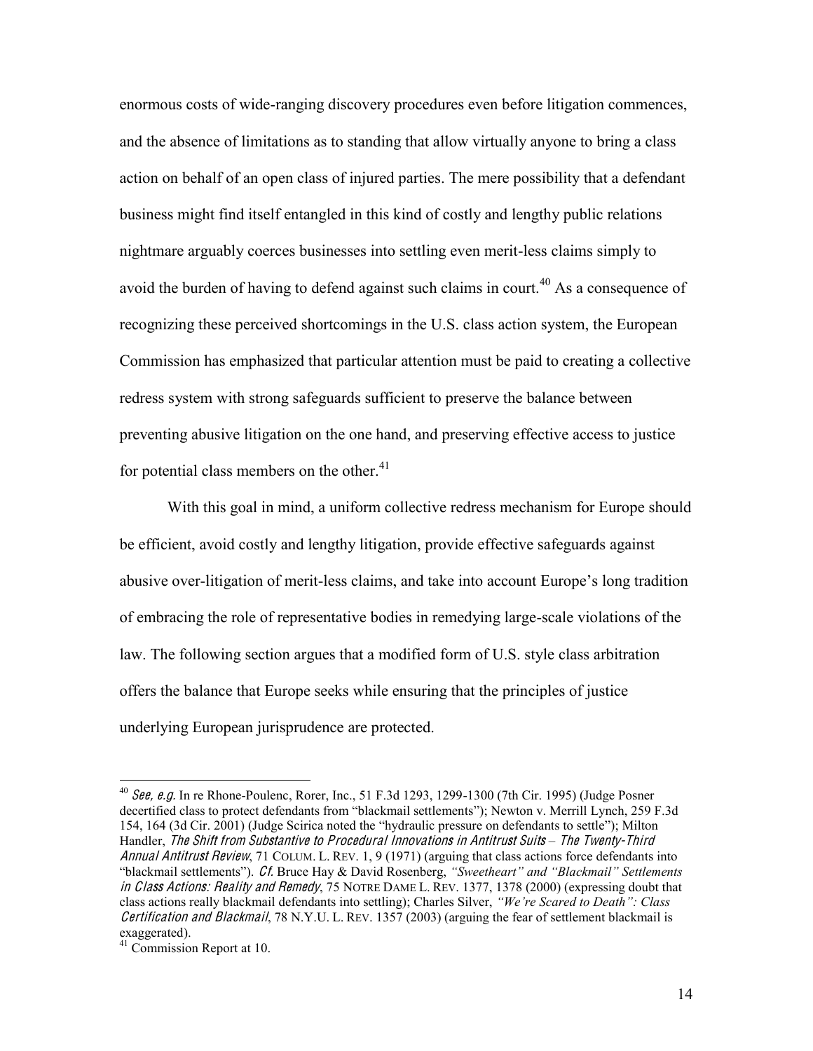enormous costs of wide-ranging discovery procedures even before litigation commences, and the absence of limitations as to standing that allow virtually anyone to bring a class action on behalf of an open class of injured parties. The mere possibility that a defendant business might find itself entangled in this kind of costly and lengthy public relations nightmare arguably coerces businesses into settling even merit-less claims simply to avoid the burden of having to defend against such claims in court.[40] As a consequence of recognizing these perceived shortcomings in the U.S. class action system, the European Commission has emphasized that particular attention must be paid to creating a collective redress system with strong safeguards sufficient to preserve the balance between preventing abusive litigation on the one hand, and preserving effective access to justice for potential class members on the other.[41]

With this goal in mind, a uniform collective redress mechanism for Europe should be efficient, avoid costly and lengthy litigation, provide effective safeguards against abusive over-litigation of merit-less claims, and take into account Europe's long tradition of embracing the role of representative bodies in remedying large-scale violations of the law. The following section argues that a modified form of U.S. style class arbitration offers the balance that Europe seeks while ensuring that the principles of justice underlying European jurisprudence are protected.

---

[40] *See, e.g.* In re Rhone-Poulenc, Rorer, Inc., 51 F.3d 1293, 1299-1300 (7th Cir. 1995) (Judge Posner decertified class to protect defendants from "blackmail settlements"); Newton v. Merrill Lynch, 259 F.3d 154, 164 (3d Cir. 2001) (Judge Scirica noted the "hydraulic pressure on defendants to settle"); Milton Handler, *The Shift from Substantive to Procedural Innovations in Antitrust Suits – The Twenty-Third Annual Antitrust Review*, 71 COLUM. L. REV. 1, 9 (1971) (arguing that class actions force defendants into "blackmail settlements"). *Cf.* Bruce Hay & David Rosenberg, *"Sweetheart" and "Blackmail" Settlements in Class Actions: Reality and Remedy*, 75 NOTRE DAME L. REV. 1377, 1378 (2000) (expressing doubt that class actions really blackmail defendants into settling); Charles Silver, *"We're Scared to Death": Class Certification and Blackmail*, 78 N.Y.U. L. REV. 1357 (2003) (arguing the fear of settlement blackmail is exaggerated).

[41] Commission Report at 10.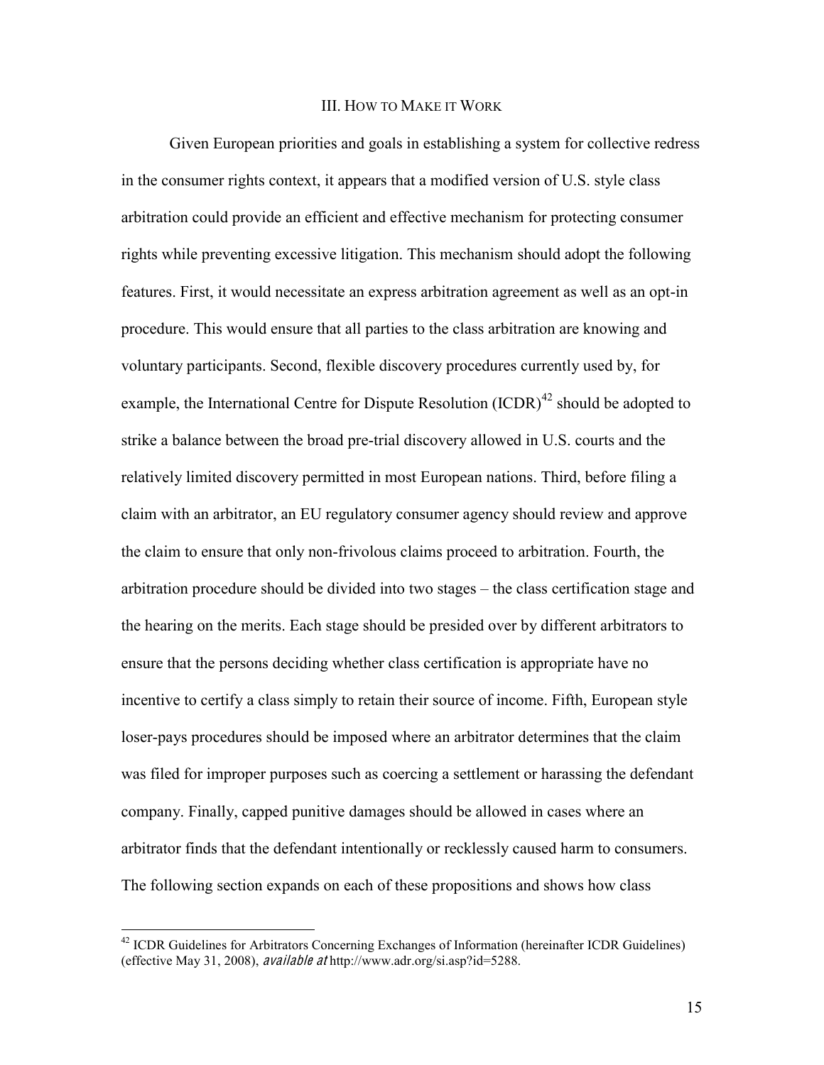## III. How to Make it Work

Given European priorities and goals in establishing a system for collective redress in the consumer rights context, it appears that a modified version of U.S. style class arbitration could provide an efficient and effective mechanism for protecting consumer rights while preventing excessive litigation. This mechanism should adopt the following features. First, it would necessitate an express arbitration agreement as well as an opt-in procedure. This would ensure that all parties to the class arbitration are knowing and voluntary participants. Second, flexible discovery procedures currently used by, for example, the International Centre for Dispute Resolution (ICDR)[42] should be adopted to strike a balance between the broad pre-trial discovery allowed in U.S. courts and the relatively limited discovery permitted in most European nations. Third, before filing a claim with an arbitrator, an EU regulatory consumer agency should review and approve the claim to ensure that only non-frivolous claims proceed to arbitration. Fourth, the arbitration procedure should be divided into two stages – the class certification stage and the hearing on the merits. Each stage should be presided over by different arbitrators to ensure that the persons deciding whether class certification is appropriate have no incentive to certify a class simply to retain their source of income. Fifth, European style loser-pays procedures should be imposed where an arbitrator determines that the claim was filed for improper purposes such as coercing a settlement or harassing the defendant company. Finally, capped punitive damages should be allowed in cases where an arbitrator finds that the defendant intentionally or recklessly caused harm to consumers. The following section expands on each of these propositions and shows how class

[42] ICDR Guidelines for Arbitrators Concerning Exchanges of Information (hereinafter ICDR Guidelines) (effective May 31, 2008), *available at* http://www.adr.org/si.asp?id=5288.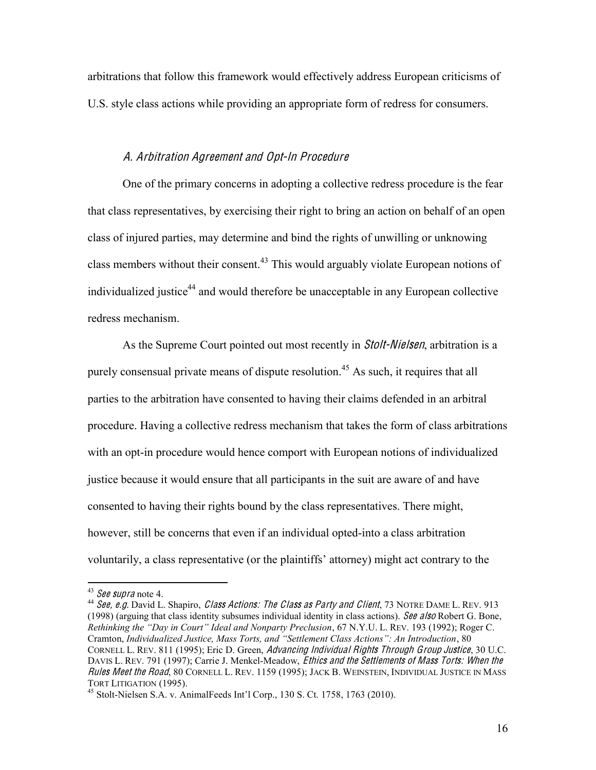arbitrations that follow this framework would effectively address European criticisms of U.S. style class actions while providing an appropriate form of redress for consumers.

### *A. Arbitration Agreement and Opt-In Procedure*

One of the primary concerns in adopting a collective redress procedure is the fear that class representatives, by exercising their right to bring an action on behalf of an open class of injured parties, may determine and bind the rights of unwilling or unknowing class members without their consent.[43] This would arguably violate European notions of individualized justice[44] and would therefore be unacceptable in any European collective redress mechanism.

As the Supreme Court pointed out most recently in *Stolt-Nielsen*, arbitration is a purely consensual private means of dispute resolution.[45] As such, it requires that all parties to the arbitration have consented to having their claims defended in an arbitral procedure. Having a collective redress mechanism that takes the form of class arbitrations with an opt-in procedure would hence comport with European notions of individualized justice because it would ensure that all participants in the suit are aware of and have consented to having their rights bound by the class representatives. There might, however, still be concerns that even if an individual opted-into a class arbitration voluntarily, a class representative (or the plaintiffs' attorney) might act contrary to the

---

[43] *See supra* note 4.

[44] *See, e.g.* David L. Shapiro, *Class Actions: The Class as Party and Client*, 73 NOTRE DAME L. REV. 913 (1998) (arguing that class identity subsumes individual identity in class actions). *See also* Robert G. Bone, *Rethinking the "Day in Court" Ideal and Nonparty Preclusion*, 67 N.Y.U. L. REV. 193 (1992); Roger C. Cramton, *Individualized Justice, Mass Torts, and "Settlement Class Actions": An Introduction*, 80 CORNELL L. REV. 811 (1995); Eric D. Green, *Advancing Individual Rights Through Group Justice*, 30 U.C. DAVIS L. REV. 791 (1997); Carrie J. Menkel-Meadow, *Ethics and the Settlements of Mass Torts: When the Rules Meet the Road*, 80 CORNELL L. REV. 1159 (1995); JACK B. WEINSTEIN, INDIVIDUAL JUSTICE IN MASS TORT LITIGATION (1995).

[45] Stolt-Nielsen S.A. v. AnimalFeeds Int'l Corp., 130 S. Ct. 1758, 1763 (2010).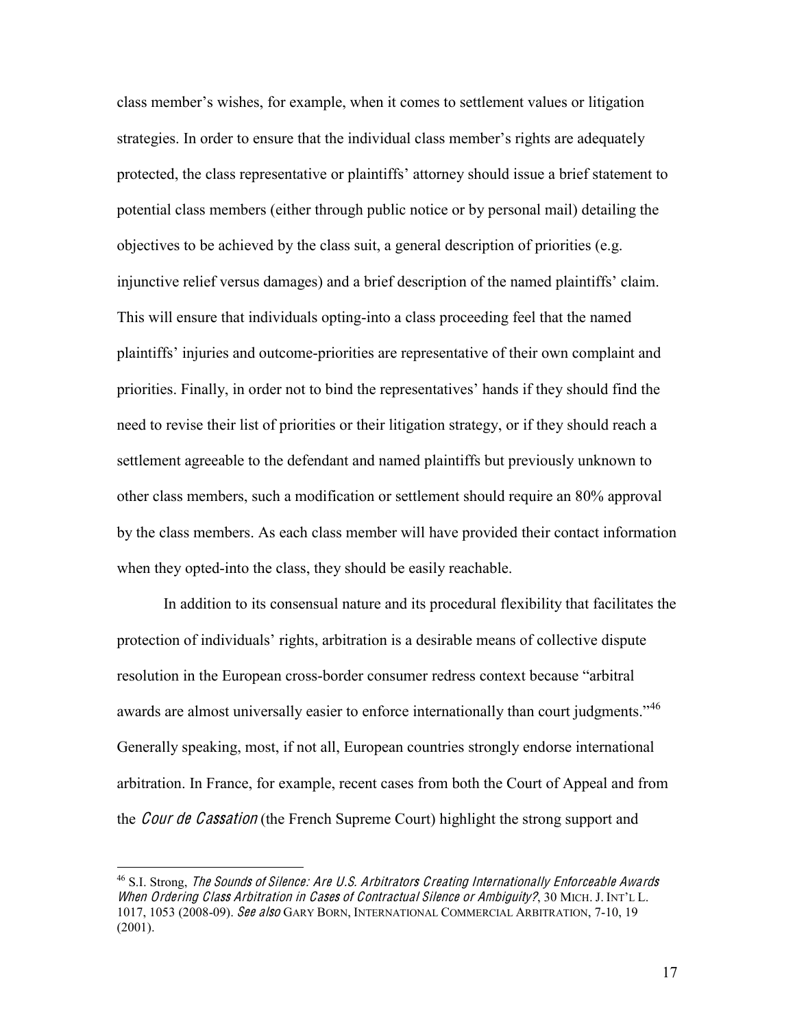class member's wishes, for example, when it comes to settlement values or litigation strategies. In order to ensure that the individual class member's rights are adequately protected, the class representative or plaintiffs' attorney should issue a brief statement to potential class members (either through public notice or by personal mail) detailing the objectives to be achieved by the class suit, a general description of priorities (e.g. injunctive relief versus damages) and a brief description of the named plaintiffs' claim. This will ensure that individuals opting-into a class proceeding feel that the named plaintiffs' injuries and outcome-priorities are representative of their own complaint and priorities. Finally, in order not to bind the representatives' hands if they should find the need to revise their list of priorities or their litigation strategy, or if they should reach a settlement agreeable to the defendant and named plaintiffs but previously unknown to other class members, such a modification or settlement should require an 80% approval by the class members. As each class member will have provided their contact information when they opted-into the class, they should be easily reachable.

In addition to its consensual nature and its procedural flexibility that facilitates the protection of individuals' rights, arbitration is a desirable means of collective dispute resolution in the European cross-border consumer redress context because "arbitral awards are almost universally easier to enforce internationally than court judgments."[46] Generally speaking, most, if not all, European countries strongly endorse international arbitration. In France, for example, recent cases from both the Court of Appeal and from the *Cour de Cassation* (the French Supreme Court) highlight the strong support and

---

[46] S.I. Strong, *The Sounds of Silence: Are U.S. Arbitrators Creating Internationally Enforceable Awards When Ordering Class Arbitration in Cases of Contractual Silence or Ambiguity?*, 30 MICH. J. INT'L L. 1017, 1053 (2008-09). *See also* GARY BORN, INTERNATIONAL COMMERCIAL ARBITRATION, 7-10, 19 (2001).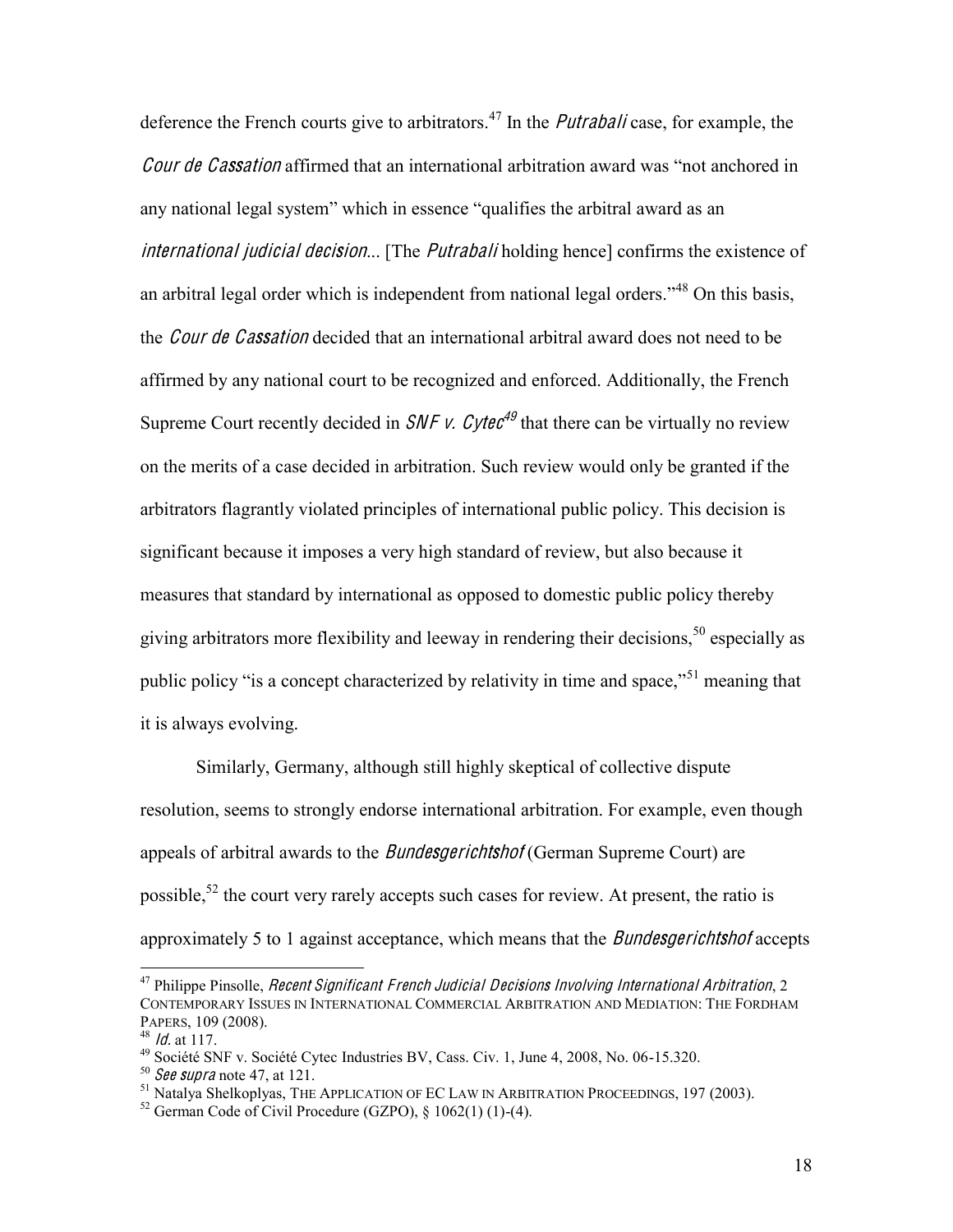deference the French courts give to arbitrators.[47] In the *Putrabali* case, for example, the *Cour de Cassation* affirmed that an international arbitration award was "not anchored in any national legal system" which in essence "qualifies the arbitral award as an *international judicial decision*... [The *Putrabali* holding hence] confirms the existence of an arbitral legal order which is independent from national legal orders."[48] On this basis, the *Cour de Cassation* decided that an international arbitral award does not need to be affirmed by any national court to be recognized and enforced. Additionally, the French Supreme Court recently decided in *SNF v. Cytec*[49] that there can be virtually no review on the merits of a case decided in arbitration. Such review would only be granted if the arbitrators flagrantly violated principles of international public policy. This decision is significant because it imposes a very high standard of review, but also because it measures that standard by international as opposed to domestic public policy thereby giving arbitrators more flexibility and leeway in rendering their decisions,[50] especially as public policy "is a concept characterized by relativity in time and space,"[51] meaning that it is always evolving.

Similarly, Germany, although still highly skeptical of collective dispute resolution, seems to strongly endorse international arbitration. For example, even though appeals of arbitral awards to the *Bundesgerichtshof* (German Supreme Court) are possible,[52] the court very rarely accepts such cases for review. At present, the ratio is approximately 5 to 1 against acceptance, which means that the *Bundesgerichtshof* accepts

---

[47] Philippe Pinsolle, *Recent Significant French Judicial Decisions Involving International Arbitration*, 2 CONTEMPORARY ISSUES IN INTERNATIONAL COMMERCIAL ARBITRATION AND MEDIATION: THE FORDHAM PAPERS, 109 (2008).

[48] *Id.* at 117.

[49] Société SNF v. Société Cytec Industries BV, Cass. Civ. 1, June 4, 2008, No. 06-15.320.

[50] *See supra* note 47, at 121.

[51] Natalya Shelkoplyas, THE APPLICATION OF EC LAW IN ARBITRATION PROCEEDINGS, 197 (2003).

[52] German Code of Civil Procedure (GZPO), § 1062(1) (1)-(4).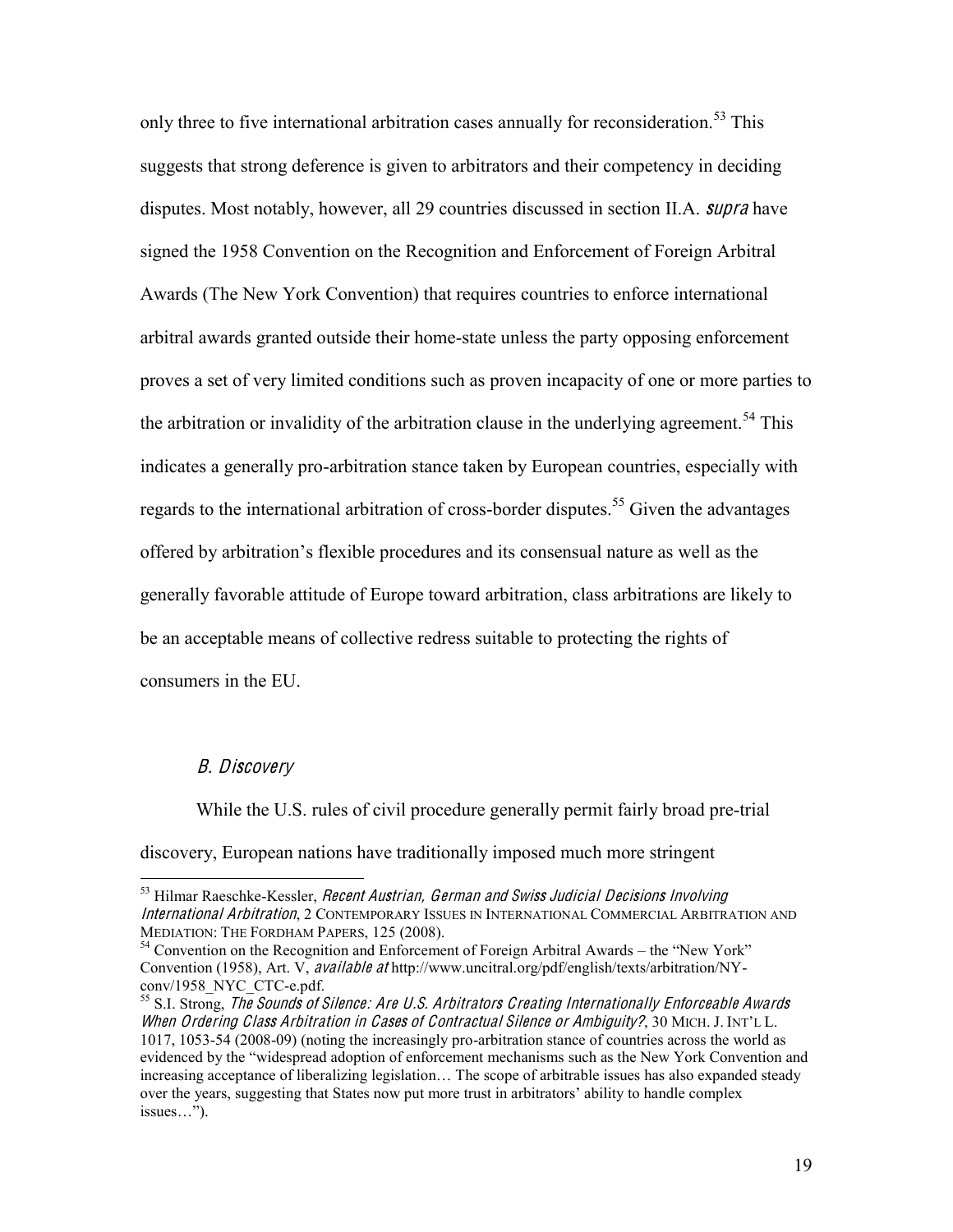only three to five international arbitration cases annually for reconsideration.[53] This suggests that strong deference is given to arbitrators and their competency in deciding disputes. Most notably, however, all 29 countries discussed in section II.A. *supra* have signed the 1958 Convention on the Recognition and Enforcement of Foreign Arbitral Awards (The New York Convention) that requires countries to enforce international arbitral awards granted outside their home-state unless the party opposing enforcement proves a set of very limited conditions such as proven incapacity of one or more parties to the arbitration or invalidity of the arbitration clause in the underlying agreement.[54] This indicates a generally pro-arbitration stance taken by European countries, especially with regards to the international arbitration of cross-border disputes.[55] Given the advantages offered by arbitration's flexible procedures and its consensual nature as well as the generally favorable attitude of Europe toward arbitration, class arbitrations are likely to be an acceptable means of collective redress suitable to protecting the rights of consumers in the EU.

### *B. Discovery*

While the U.S. rules of civil procedure generally permit fairly broad pre-trial discovery, European nations have traditionally imposed much more stringent

---

[53] Hilmar Raeschke-Kessler, *Recent Austrian, German and Swiss Judicial Decisions Involving International Arbitration*, 2 CONTEMPORARY ISSUES IN INTERNATIONAL COMMERCIAL ARBITRATION AND MEDIATION: THE FORDHAM PAPERS, 125 (2008).

[54] Convention on the Recognition and Enforcement of Foreign Arbitral Awards – the "New York" Convention (1958), Art. V, *available at* http://www.uncitral.org/pdf/english/texts/arbitration/NY-conv/1958_NYC_CTC-e.pdf.

[55] S.I. Strong, *The Sounds of Silence: Are U.S. Arbitrators Creating Internationally Enforceable Awards When Ordering Class Arbitration in Cases of Contractual Silence or Ambiguity?*, 30 MICH. J. INT'L L. 1017, 1053-54 (2008-09) (noting the increasingly pro-arbitration stance of countries across the world as evidenced by the "widespread adoption of enforcement mechanisms such as the New York Convention and increasing acceptance of liberalizing legislation… The scope of arbitrable issues has also expanded steady over the years, suggesting that States now put more trust in arbitrators' ability to handle complex issues…").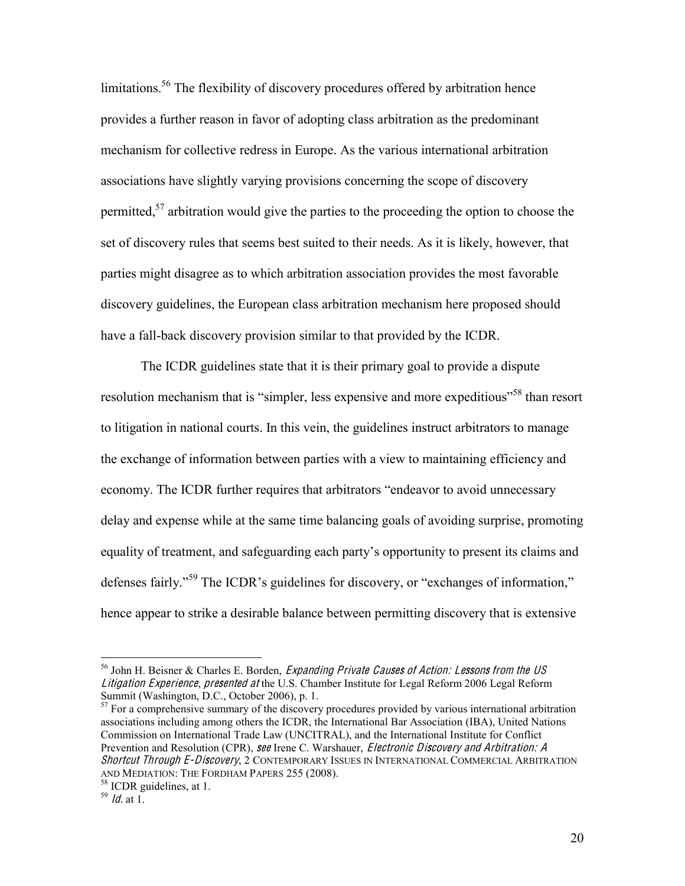limitations.[56] The flexibility of discovery procedures offered by arbitration hence provides a further reason in favor of adopting class arbitration as the predominant mechanism for collective redress in Europe. As the various international arbitration associations have slightly varying provisions concerning the scope of discovery permitted,[57] arbitration would give the parties to the proceeding the option to choose the set of discovery rules that seems best suited to their needs. As it is likely, however, that parties might disagree as to which arbitration association provides the most favorable discovery guidelines, the European class arbitration mechanism here proposed should have a fall-back discovery provision similar to that provided by the ICDR.

The ICDR guidelines state that it is their primary goal to provide a dispute resolution mechanism that is "simpler, less expensive and more expeditious"[58] than resort to litigation in national courts. In this vein, the guidelines instruct arbitrators to manage the exchange of information between parties with a view to maintaining efficiency and economy. The ICDR further requires that arbitrators "endeavor to avoid unnecessary delay and expense while at the same time balancing goals of avoiding surprise, promoting equality of treatment, and safeguarding each party's opportunity to present its claims and defenses fairly."[59] The ICDR's guidelines for discovery, or "exchanges of information," hence appear to strike a desirable balance between permitting discovery that is extensive

---

[56] John H. Beisner & Charles E. Borden, *Expanding Private Causes of Action: Lessons from the US Litigation Experience*, *presented at* the U.S. Chamber Institute for Legal Reform 2006 Legal Reform Summit (Washington, D.C., October 2006), p. 1.

[57] For a comprehensive summary of the discovery procedures provided by various international arbitration associations including among others the ICDR, the International Bar Association (IBA), United Nations Commission on International Trade Law (UNCITRAL), and the International Institute for Conflict Prevention and Resolution (CPR), *see* Irene C. Warshauer, *Electronic Discovery and Arbitration: A Shortcut Through E-Discovery*, 2 CONTEMPORARY ISSUES IN INTERNATIONAL COMMERCIAL ARBITRATION AND MEDIATION: THE FORDHAM PAPERS 255 (2008).

[58] ICDR guidelines, at 1.

[59] *Id.* at 1.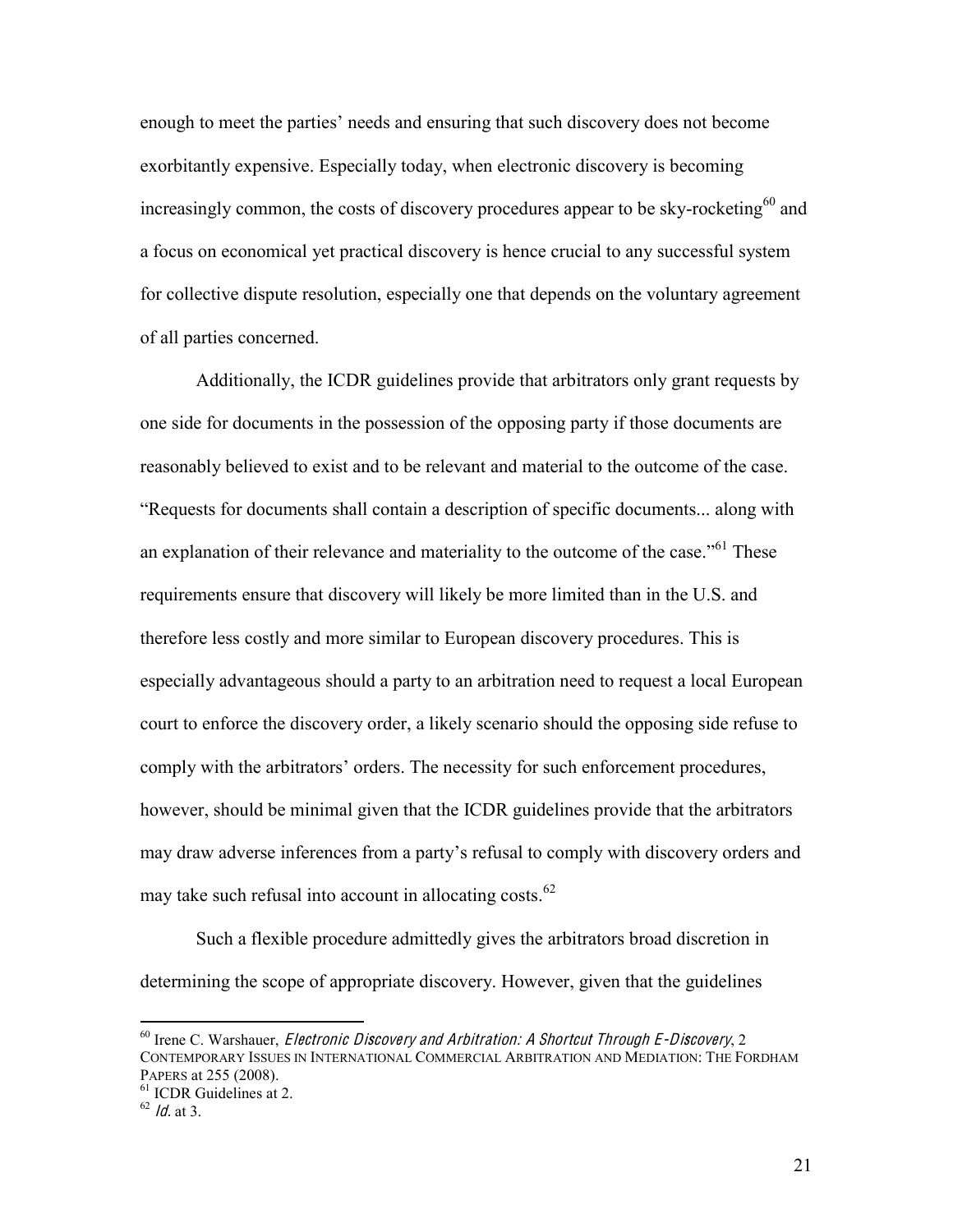enough to meet the parties' needs and ensuring that such discovery does not become exorbitantly expensive. Especially today, when electronic discovery is becoming increasingly common, the costs of discovery procedures appear to be sky-rocketing[60] and a focus on economical yet practical discovery is hence crucial to any successful system for collective dispute resolution, especially one that depends on the voluntary agreement of all parties concerned.

Additionally, the ICDR guidelines provide that arbitrators only grant requests by one side for documents in the possession of the opposing party if those documents are reasonably believed to exist and to be relevant and material to the outcome of the case. "Requests for documents shall contain a description of specific documents... along with an explanation of their relevance and materiality to the outcome of the case."[61] These requirements ensure that discovery will likely be more limited than in the U.S. and therefore less costly and more similar to European discovery procedures. This is especially advantageous should a party to an arbitration need to request a local European court to enforce the discovery order, a likely scenario should the opposing side refuse to comply with the arbitrators' orders. The necessity for such enforcement procedures, however, should be minimal given that the ICDR guidelines provide that the arbitrators may draw adverse inferences from a party's refusal to comply with discovery orders and may take such refusal into account in allocating costs.[62]

Such a flexible procedure admittedly gives the arbitrators broad discretion in determining the scope of appropriate discovery. However, given that the guidelines

---

[60] Irene C. Warshauer, *Electronic Discovery and Arbitration: A Shortcut Through E-Discovery*, 2 CONTEMPORARY ISSUES IN INTERNATIONAL COMMERCIAL ARBITRATION AND MEDIATION: THE FORDHAM PAPERS at 255 (2008).

[61] ICDR Guidelines at 2.

[62] *Id.* at 3.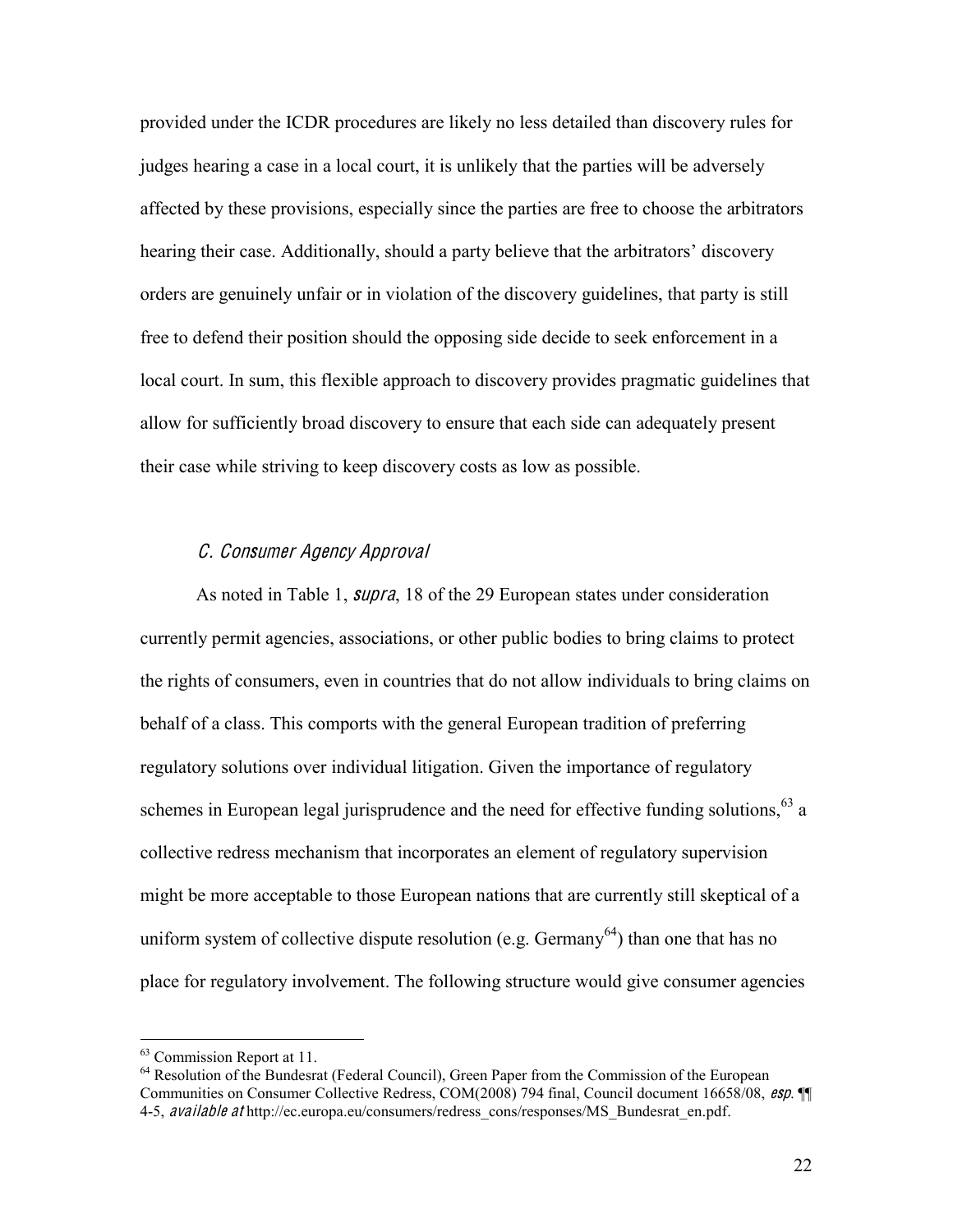provided under the ICDR procedures are likely no less detailed than discovery rules for judges hearing a case in a local court, it is unlikely that the parties will be adversely affected by these provisions, especially since the parties are free to choose the arbitrators hearing their case. Additionally, should a party believe that the arbitrators' discovery orders are genuinely unfair or in violation of the discovery guidelines, that party is still free to defend their position should the opposing side decide to seek enforcement in a local court. In sum, this flexible approach to discovery provides pragmatic guidelines that allow for sufficiently broad discovery to ensure that each side can adequately present their case while striving to keep discovery costs as low as possible.

### *C. Consumer Agency Approval*

As noted in Table 1, *supra*, 18 of the 29 European states under consideration currently permit agencies, associations, or other public bodies to bring claims to protect the rights of consumers, even in countries that do not allow individuals to bring claims on behalf of a class. This comports with the general European tradition of preferring regulatory solutions over individual litigation. Given the importance of regulatory schemes in European legal jurisprudence and the need for effective funding solutions,[63] a collective redress mechanism that incorporates an element of regulatory supervision might be more acceptable to those European nations that are currently still skeptical of a uniform system of collective dispute resolution (e.g. Germany[64]) than one that has no place for regulatory involvement. The following structure would give consumer agencies

---

[63] Commission Report at 11.

[64] Resolution of the Bundesrat (Federal Council), Green Paper from the Commission of the European Communities on Consumer Collective Redress, COM(2008) 794 final, Council document 16658/08, *esp.* ¶¶ 4-5, *available at* http://ec.europa.eu/consumers/redress_cons/responses/MS_Bundesrat_en.pdf.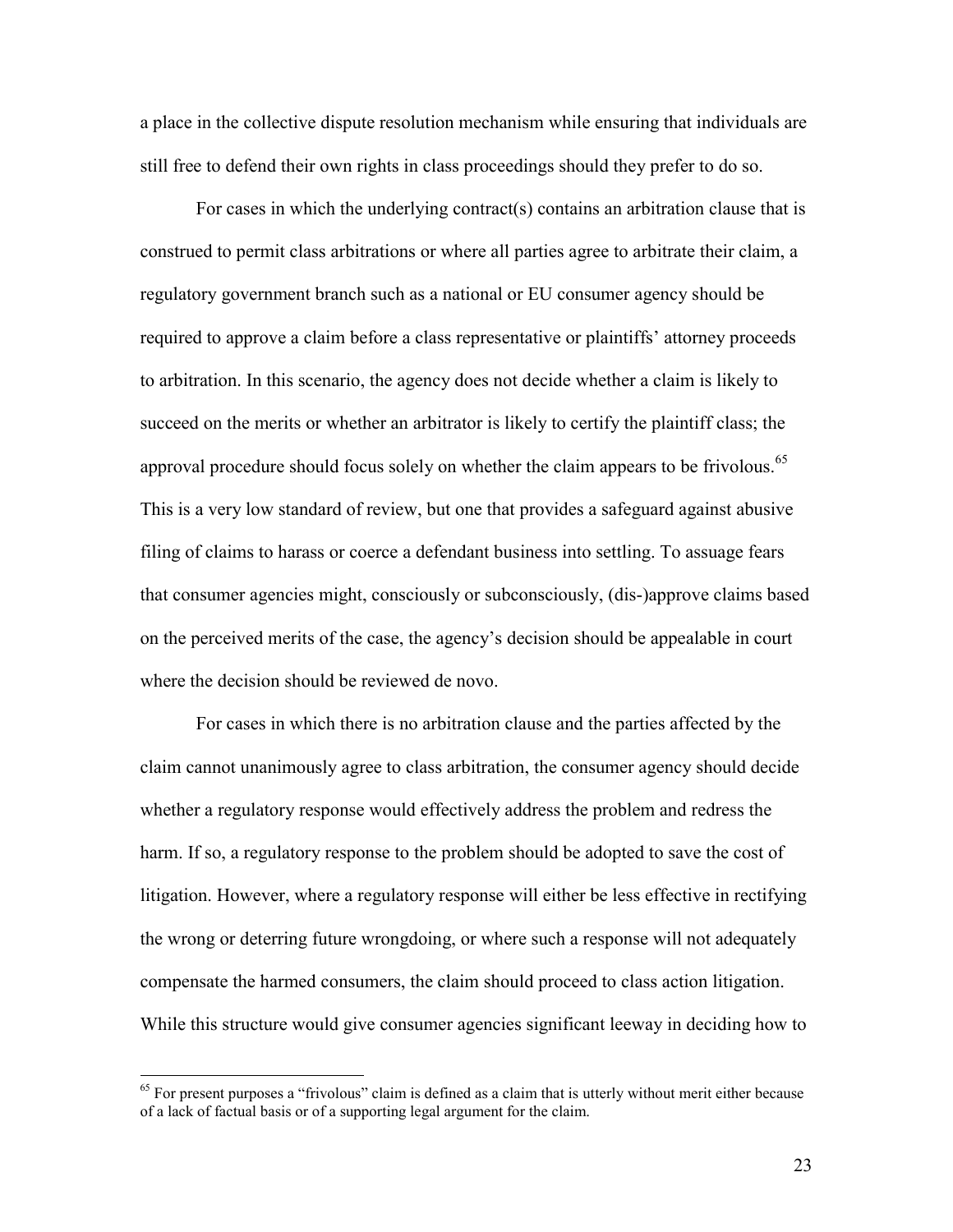a place in the collective dispute resolution mechanism while ensuring that individuals are still free to defend their own rights in class proceedings should they prefer to do so.

For cases in which the underlying contract(s) contains an arbitration clause that is construed to permit class arbitrations or where all parties agree to arbitrate their claim, a regulatory government branch such as a national or EU consumer agency should be required to approve a claim before a class representative or plaintiffs' attorney proceeds to arbitration. In this scenario, the agency does not decide whether a claim is likely to succeed on the merits or whether an arbitrator is likely to certify the plaintiff class; the approval procedure should focus solely on whether the claim appears to be frivolous.[65] This is a very low standard of review, but one that provides a safeguard against abusive filing of claims to harass or coerce a defendant business into settling. To assuage fears that consumer agencies might, consciously or subconsciously, (dis-)approve claims based on the perceived merits of the case, the agency's decision should be appealable in court where the decision should be reviewed de novo.

For cases in which there is no arbitration clause and the parties affected by the claim cannot unanimously agree to class arbitration, the consumer agency should decide whether a regulatory response would effectively address the problem and redress the harm. If so, a regulatory response to the problem should be adopted to save the cost of litigation. However, where a regulatory response will either be less effective in rectifying the wrong or deterring future wrongdoing, or where such a response will not adequately compensate the harmed consumers, the claim should proceed to class action litigation. While this structure would give consumer agencies significant leeway in deciding how to

[65] For present purposes a "frivolous" claim is defined as a claim that is utterly without merit either because of a lack of factual basis or of a supporting legal argument for the claim.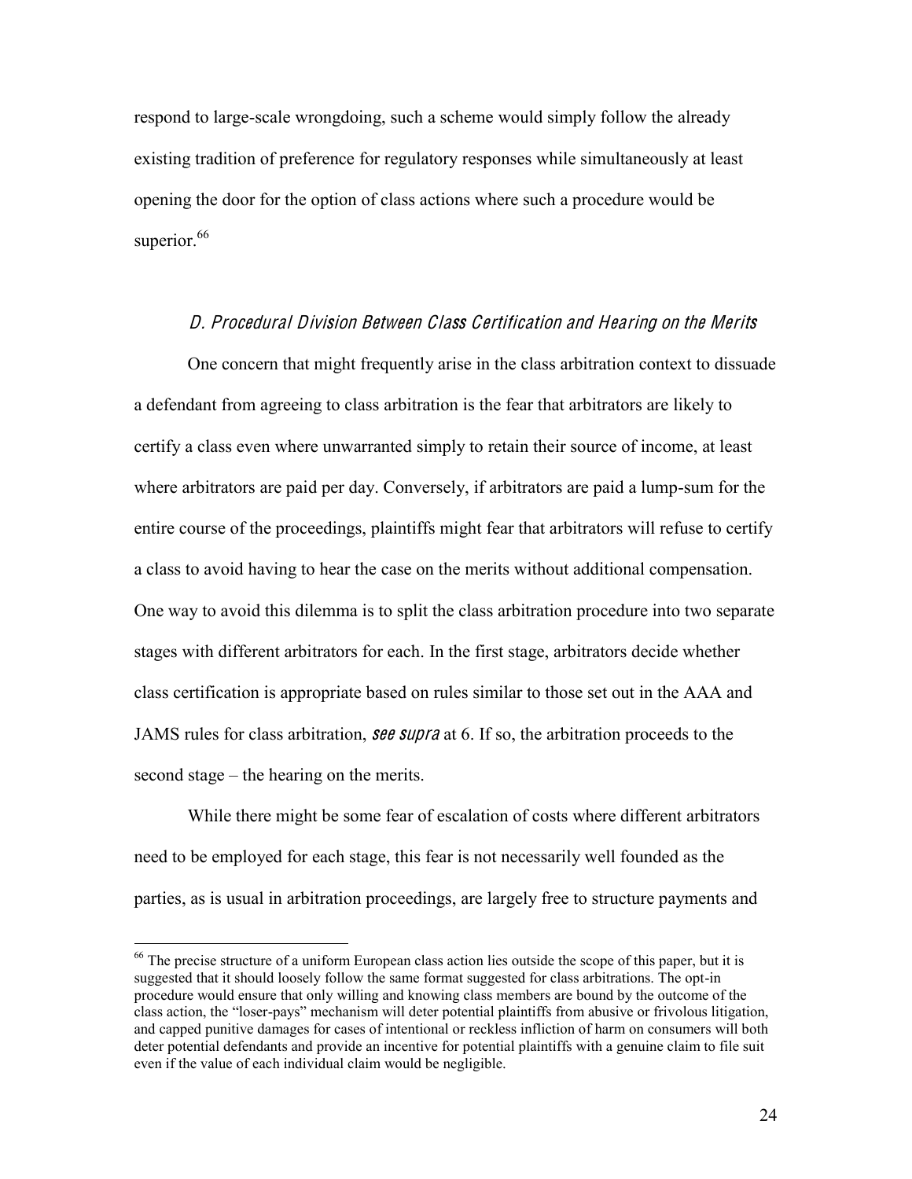respond to large-scale wrongdoing, such a scheme would simply follow the already existing tradition of preference for regulatory responses while simultaneously at least opening the door for the option of class actions where such a procedure would be superior.[66]

### *D. Procedural Division Between Class Certification and Hearing on the Merits*

One concern that might frequently arise in the class arbitration context to dissuade a defendant from agreeing to class arbitration is the fear that arbitrators are likely to certify a class even where unwarranted simply to retain their source of income, at least where arbitrators are paid per day. Conversely, if arbitrators are paid a lump-sum for the entire course of the proceedings, plaintiffs might fear that arbitrators will refuse to certify a class to avoid having to hear the case on the merits without additional compensation. One way to avoid this dilemma is to split the class arbitration procedure into two separate stages with different arbitrators for each. In the first stage, arbitrators decide whether class certification is appropriate based on rules similar to those set out in the AAA and JAMS rules for class arbitration, *see supra* at 6. If so, the arbitration proceeds to the second stage – the hearing on the merits.

While there might be some fear of escalation of costs where different arbitrators need to be employed for each stage, this fear is not necessarily well founded as the parties, as is usual in arbitration proceedings, are largely free to structure payments and

---

[66] The precise structure of a uniform European class action lies outside the scope of this paper, but it is suggested that it should loosely follow the same format suggested for class arbitrations. The opt-in procedure would ensure that only willing and knowing class members are bound by the outcome of the class action, the "loser-pays" mechanism will deter potential plaintiffs from abusive or frivolous litigation, and capped punitive damages for cases of intentional or reckless infliction of harm on consumers will both deter potential defendants and provide an incentive for potential plaintiffs with a genuine claim to file suit even if the value of each individual claim would be negligible.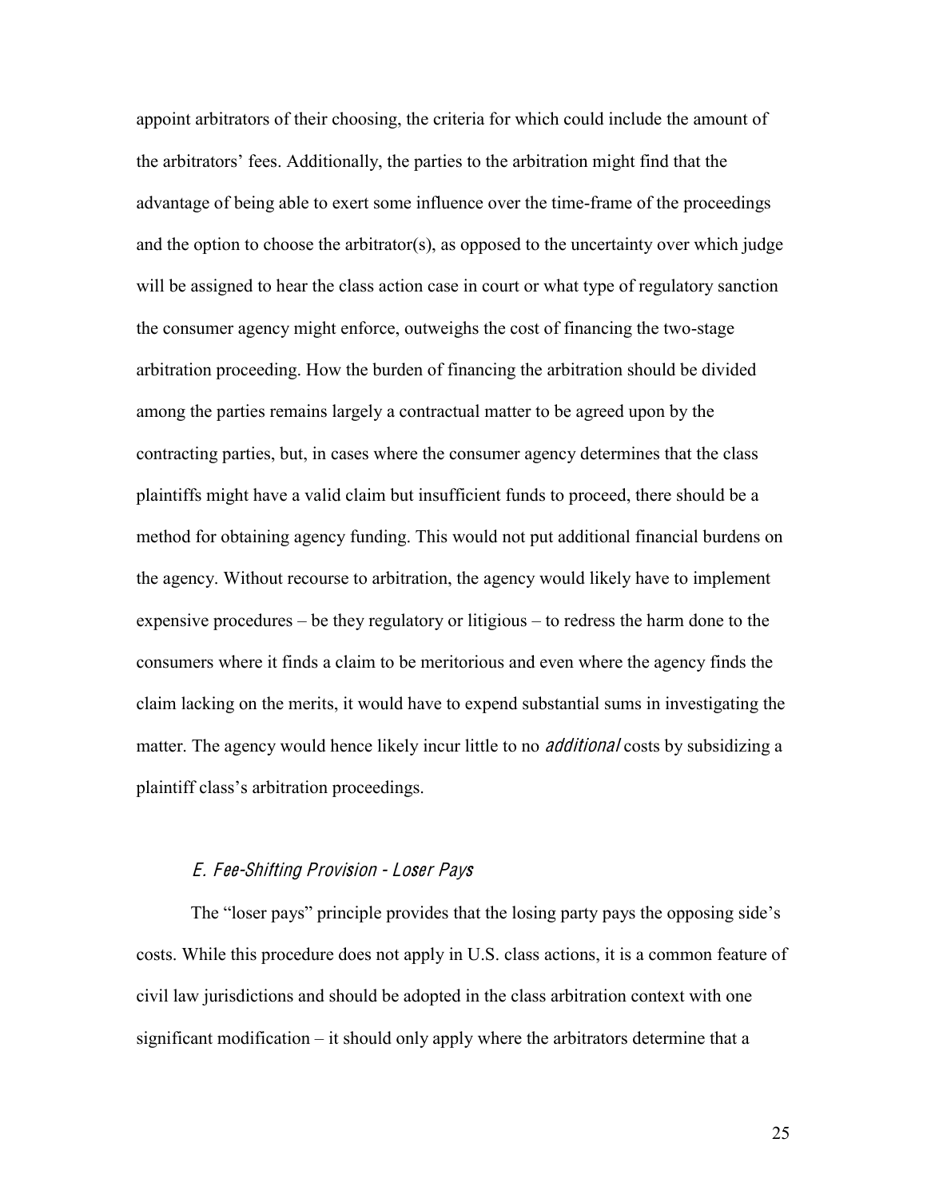appoint arbitrators of their choosing, the criteria for which could include the amount of the arbitrators' fees. Additionally, the parties to the arbitration might find that the advantage of being able to exert some influence over the time-frame of the proceedings and the option to choose the arbitrator(s), as opposed to the uncertainty over which judge will be assigned to hear the class action case in court or what type of regulatory sanction the consumer agency might enforce, outweighs the cost of financing the two-stage arbitration proceeding. How the burden of financing the arbitration should be divided among the parties remains largely a contractual matter to be agreed upon by the contracting parties, but, in cases where the consumer agency determines that the class plaintiffs might have a valid claim but insufficient funds to proceed, there should be a method for obtaining agency funding. This would not put additional financial burdens on the agency. Without recourse to arbitration, the agency would likely have to implement expensive procedures – be they regulatory or litigious – to redress the harm done to the consumers where it finds a claim to be meritorious and even where the agency finds the claim lacking on the merits, it would have to expend substantial sums in investigating the matter. The agency would hence likely incur little to no *additional* costs by subsidizing a plaintiff class's arbitration proceedings.

### *E. Fee-Shifting Provision - Loser Pays*

The "loser pays" principle provides that the losing party pays the opposing side's costs. While this procedure does not apply in U.S. class actions, it is a common feature of civil law jurisdictions and should be adopted in the class arbitration context with one significant modification – it should only apply where the arbitrators determine that a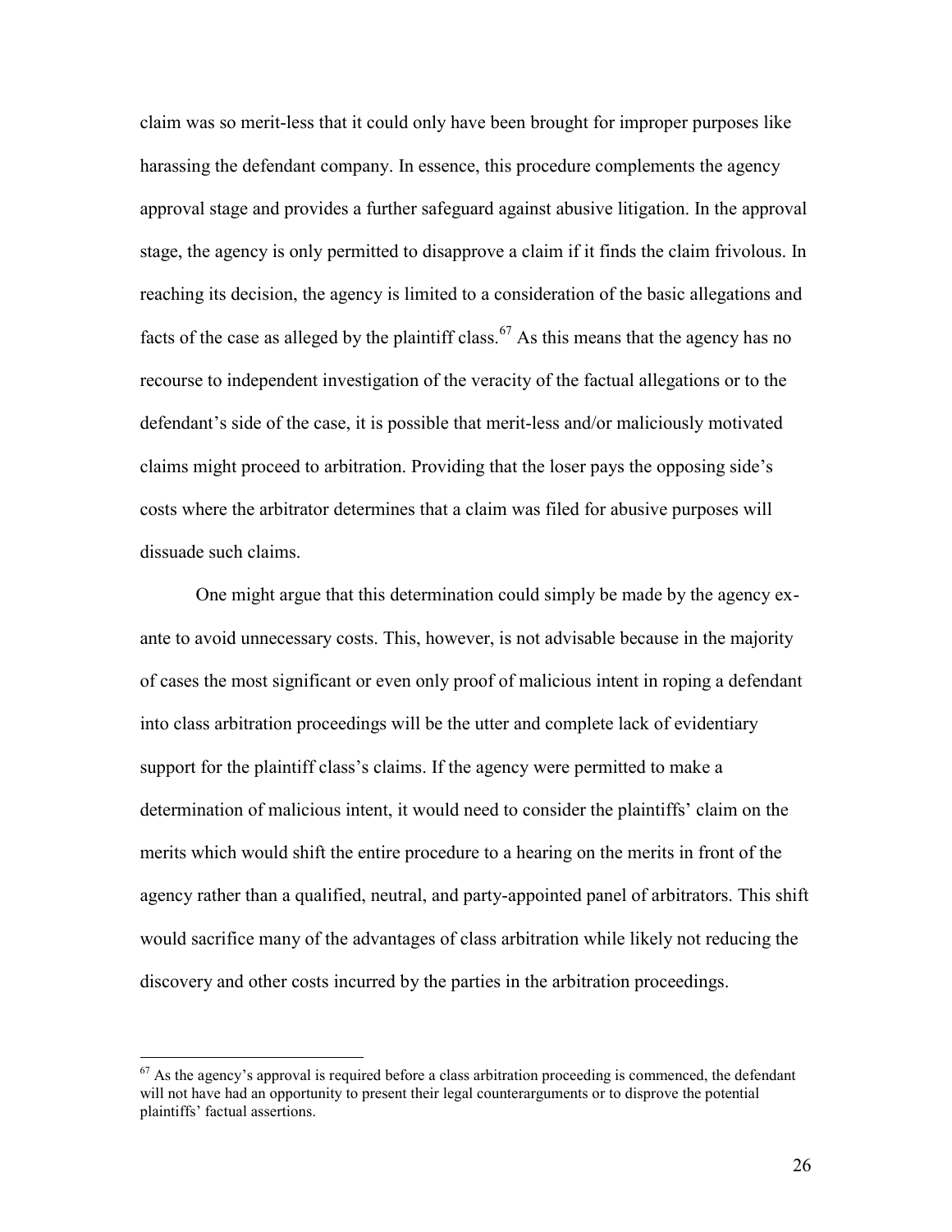claim was so merit-less that it could only have been brought for improper purposes like harassing the defendant company. In essence, this procedure complements the agency approval stage and provides a further safeguard against abusive litigation. In the approval stage, the agency is only permitted to disapprove a claim if it finds the claim frivolous. In reaching its decision, the agency is limited to a consideration of the basic allegations and facts of the case as alleged by the plaintiff class.[67] As this means that the agency has no recourse to independent investigation of the veracity of the factual allegations or to the defendant's side of the case, it is possible that merit-less and/or maliciously motivated claims might proceed to arbitration. Providing that the loser pays the opposing side's costs where the arbitrator determines that a claim was filed for abusive purposes will dissuade such claims.

One might argue that this determination could simply be made by the agency ex-ante to avoid unnecessary costs. This, however, is not advisable because in the majority of cases the most significant or even only proof of malicious intent in roping a defendant into class arbitration proceedings will be the utter and complete lack of evidentiary support for the plaintiff class's claims. If the agency were permitted to make a determination of malicious intent, it would need to consider the plaintiffs' claim on the merits which would shift the entire procedure to a hearing on the merits in front of the agency rather than a qualified, neutral, and party-appointed panel of arbitrators. This shift would sacrifice many of the advantages of class arbitration while likely not reducing the discovery and other costs incurred by the parties in the arbitration proceedings.

[67] As the agency's approval is required before a class arbitration proceeding is commenced, the defendant will not have had an opportunity to present their legal counterarguments or to disprove the potential plaintiffs' factual assertions.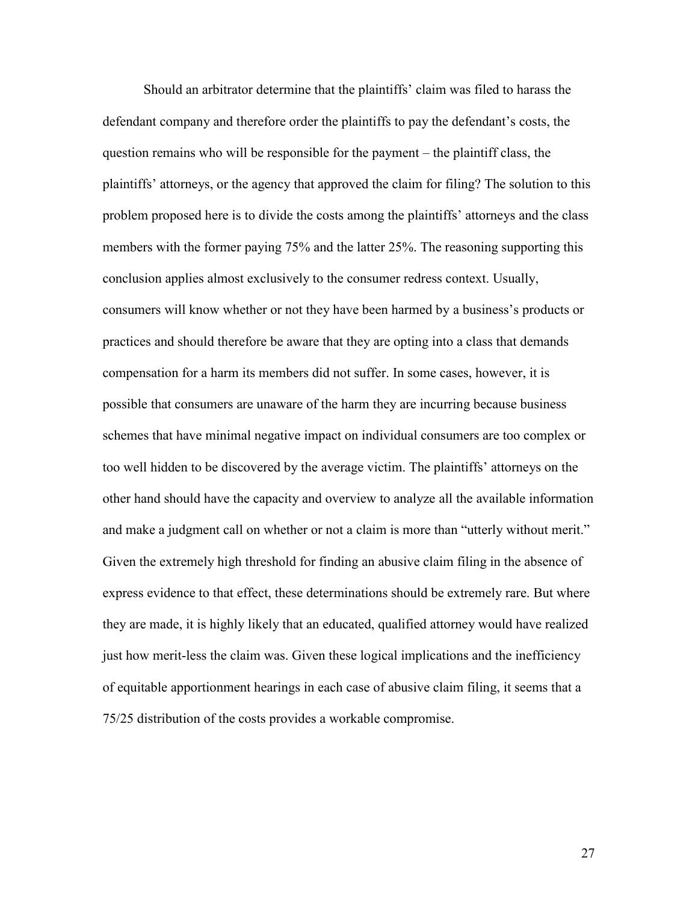Should an arbitrator determine that the plaintiffs' claim was filed to harass the defendant company and therefore order the plaintiffs to pay the defendant's costs, the question remains who will be responsible for the payment – the plaintiff class, the plaintiffs' attorneys, or the agency that approved the claim for filing? The solution to this problem proposed here is to divide the costs among the plaintiffs' attorneys and the class members with the former paying 75% and the latter 25%. The reasoning supporting this conclusion applies almost exclusively to the consumer redress context. Usually, consumers will know whether or not they have been harmed by a business's products or practices and should therefore be aware that they are opting into a class that demands compensation for a harm its members did not suffer. In some cases, however, it is possible that consumers are unaware of the harm they are incurring because business schemes that have minimal negative impact on individual consumers are too complex or too well hidden to be discovered by the average victim. The plaintiffs' attorneys on the other hand should have the capacity and overview to analyze all the available information and make a judgment call on whether or not a claim is more than "utterly without merit." Given the extremely high threshold for finding an abusive claim filing in the absence of express evidence to that effect, these determinations should be extremely rare. But where they are made, it is highly likely that an educated, qualified attorney would have realized just how merit-less the claim was. Given these logical implications and the inefficiency of equitable apportionment hearings in each case of abusive claim filing, it seems that a 75/25 distribution of the costs provides a workable compromise.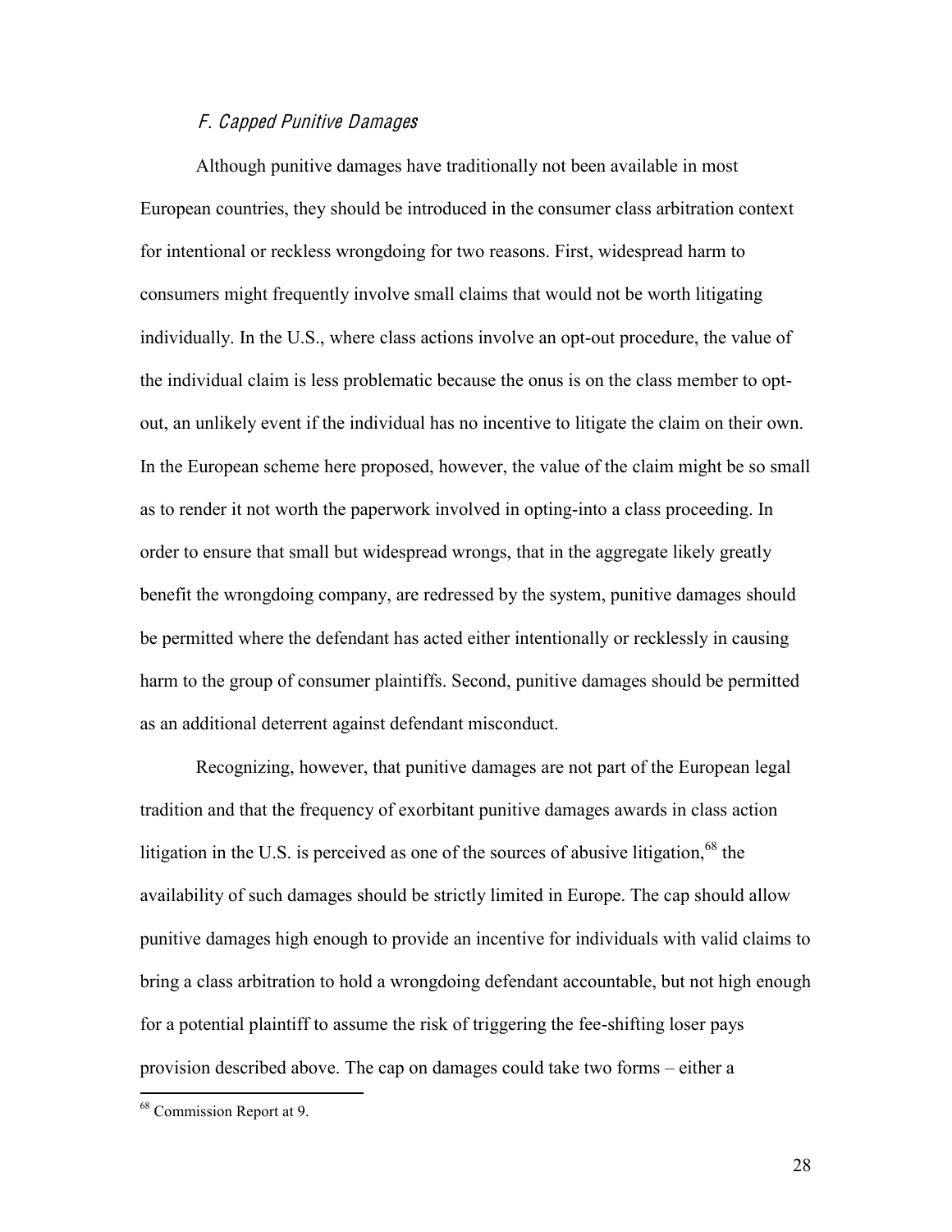### *F. Capped Punitive Damages*

Although punitive damages have traditionally not been available in most European countries, they should be introduced in the consumer class arbitration context for intentional or reckless wrongdoing for two reasons. First, widespread harm to consumers might frequently involve small claims that would not be worth litigating individually. In the U.S., where class actions involve an opt-out procedure, the value of the individual claim is less problematic because the onus is on the class member to opt-out, an unlikely event if the individual has no incentive to litigate the claim on their own. In the European scheme here proposed, however, the value of the claim might be so small as to render it not worth the paperwork involved in opting-into a class proceeding. In order to ensure that small but widespread wrongs, that in the aggregate likely greatly benefit the wrongdoing company, are redressed by the system, punitive damages should be permitted where the defendant has acted either intentionally or recklessly in causing harm to the group of consumer plaintiffs. Second, punitive damages should be permitted as an additional deterrent against defendant misconduct.

Recognizing, however, that punitive damages are not part of the European legal tradition and that the frequency of exorbitant punitive damages awards in class action litigation in the U.S. is perceived as one of the sources of abusive litigation,[68] the availability of such damages should be strictly limited in Europe. The cap should allow punitive damages high enough to provide an incentive for individuals with valid claims to bring a class arbitration to hold a wrongdoing defendant accountable, but not high enough for a potential plaintiff to assume the risk of triggering the fee-shifting loser pays provision described above. The cap on damages could take two forms – either a

[68] Commission Report at 9.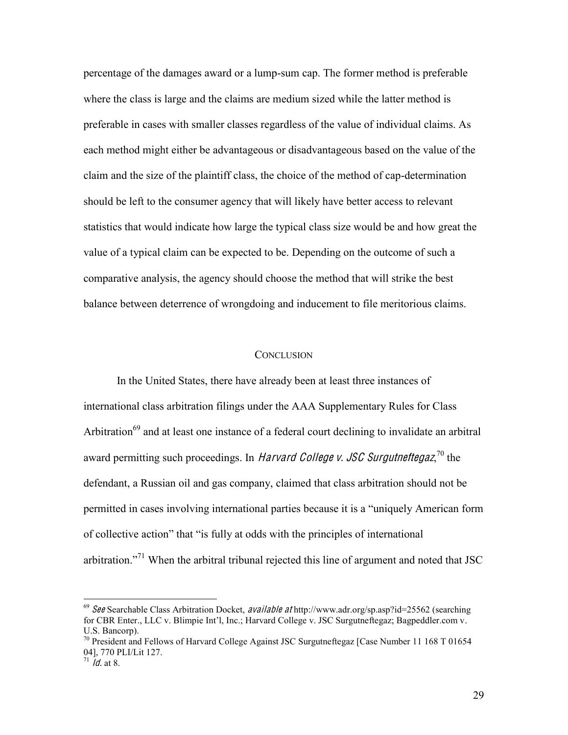percentage of the damages award or a lump-sum cap. The former method is preferable where the class is large and the claims are medium sized while the latter method is preferable in cases with smaller classes regardless of the value of individual claims. As each method might either be advantageous or disadvantageous based on the value of the claim and the size of the plaintiff class, the choice of the method of cap-determination should be left to the consumer agency that will likely have better access to relevant statistics that would indicate how large the typical class size would be and how great the value of a typical claim can be expected to be. Depending on the outcome of such a comparative analysis, the agency should choose the method that will strike the best balance between deterrence of wrongdoing and inducement to file meritorious claims.

## CONCLUSION

In the United States, there have already been at least three instances of international class arbitration filings under the AAA Supplementary Rules for Class Arbitration[69] and at least one instance of a federal court declining to invalidate an arbitral award permitting such proceedings. In *Harvard College v. JSC Surgutneftegaz*,[70] the defendant, a Russian oil and gas company, claimed that class arbitration should not be permitted in cases involving international parties because it is a "uniquely American form of collective action" that "is fully at odds with the principles of international arbitration."[71] When the arbitral tribunal rejected this line of argument and noted that JSC

---

[69] *See* Searchable Class Arbitration Docket, *available at* http://www.adr.org/sp.asp?id=25562 (searching for CBR Enter., LLC v. Blimpie Int'l, Inc.; Harvard College v. JSC Surgutneftegaz; Bagpeddler.com v. U.S. Bancorp).

[70] President and Fellows of Harvard College Against JSC Surgutneftegaz [Case Number 11 168 T 01654 04], 770 PLI/Lit 127.

[71] *Id.* at 8.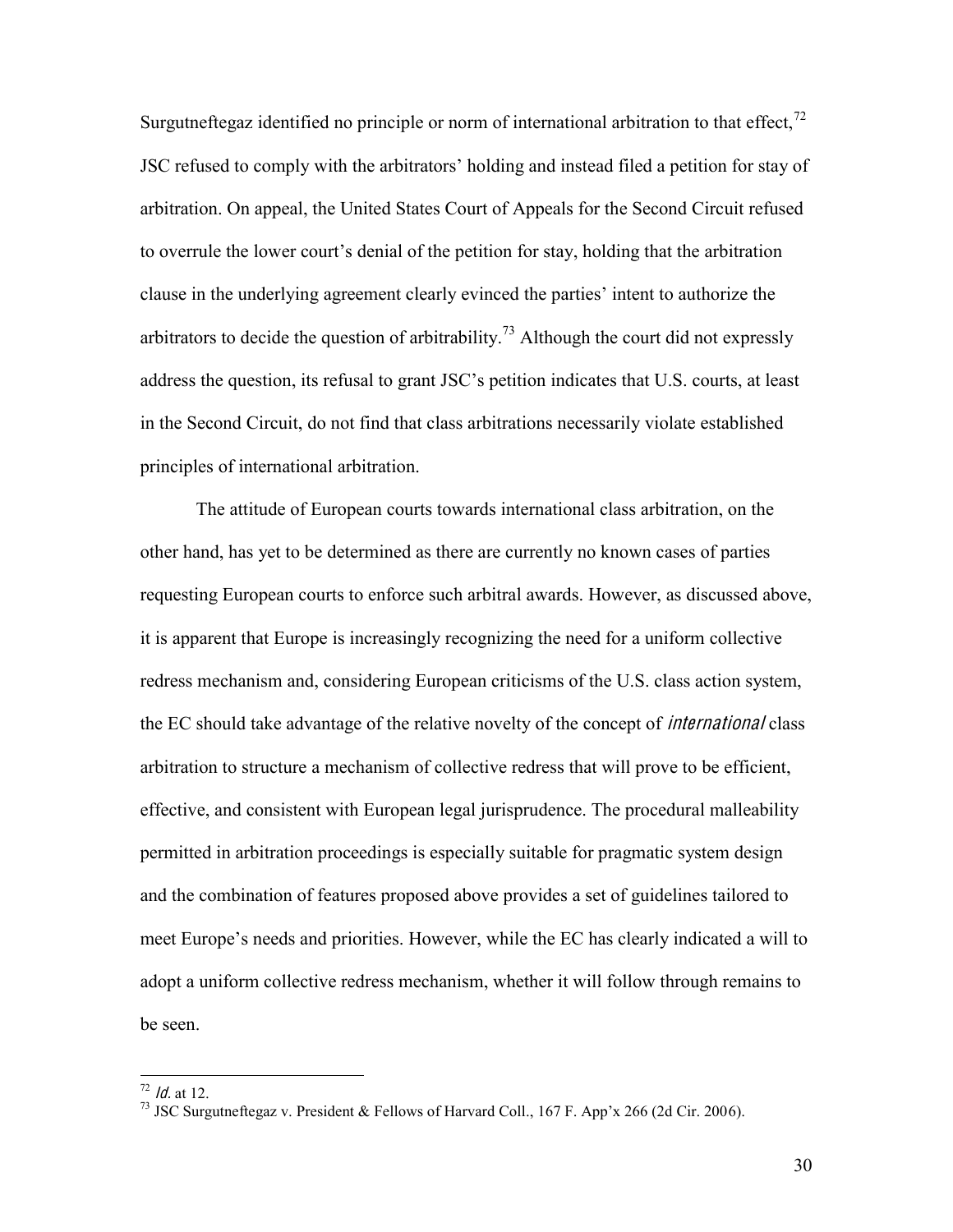Surgutneftegaz identified no principle or norm of international arbitration to that effect,[72] JSC refused to comply with the arbitrators' holding and instead filed a petition for stay of arbitration. On appeal, the United States Court of Appeals for the Second Circuit refused to overrule the lower court's denial of the petition for stay, holding that the arbitration clause in the underlying agreement clearly evinced the parties' intent to authorize the arbitrators to decide the question of arbitrability.[73] Although the court did not expressly address the question, its refusal to grant JSC's petition indicates that U.S. courts, at least in the Second Circuit, do not find that class arbitrations necessarily violate established principles of international arbitration.

The attitude of European courts towards international class arbitration, on the other hand, has yet to be determined as there are currently no known cases of parties requesting European courts to enforce such arbitral awards. However, as discussed above, it is apparent that Europe is increasingly recognizing the need for a uniform collective redress mechanism and, considering European criticisms of the U.S. class action system, the EC should take advantage of the relative novelty of the concept of *international* class arbitration to structure a mechanism of collective redress that will prove to be efficient, effective, and consistent with European legal jurisprudence. The procedural malleability permitted in arbitration proceedings is especially suitable for pragmatic system design and the combination of features proposed above provides a set of guidelines tailored to meet Europe's needs and priorities. However, while the EC has clearly indicated a will to adopt a uniform collective redress mechanism, whether it will follow through remains to be seen.

---

[72] *Id.* at 12.

[73] JSC Surgutneftegaz v. President & Fellows of Harvard Coll., 167 F. App'x 266 (2d Cir. 2006).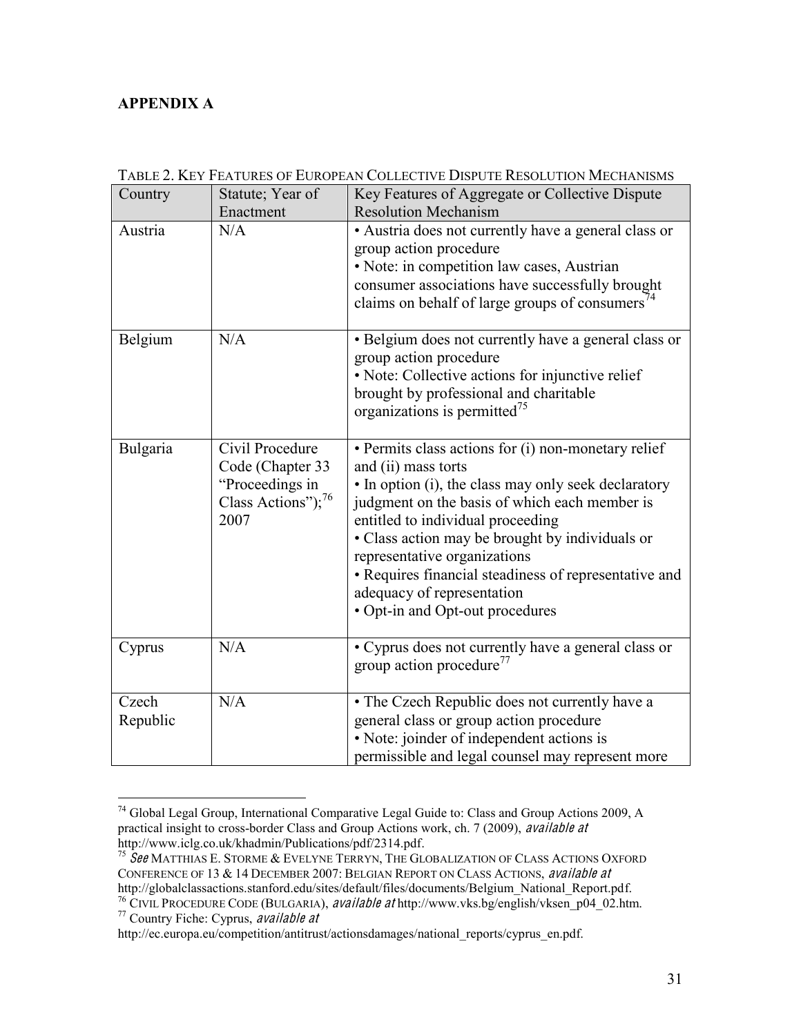**APPENDIX A**

TABLE 2. KEY FEATURES OF EUROPEAN COLLECTIVE DISPUTE RESOLUTION MECHANISMS

| Country | Statute; Year of Enactment | Key Features of Aggregate or Collective Dispute Resolution Mechanism |
|---|---|---|
| Austria | N/A | • Austria does not currently have a general class or group action procedure<br>• Note: in competition law cases, Austrian consumer associations have successfully brought claims on behalf of large groups of consumers[74] |
| Belgium | N/A | • Belgium does not currently have a general class or group action procedure<br>• Note: Collective actions for injunctive relief brought by professional and charitable organizations is permitted[75] |
| Bulgaria | Civil Procedure Code (Chapter 33 "Proceedings in Class Actions");[76] 2007 | • Permits class actions for (i) non-monetary relief and (ii) mass torts<br>• In option (i), the class may only seek declaratory judgment on the basis of which each member is entitled to individual proceeding<br>• Class action may be brought by individuals or representative organizations<br>• Requires financial steadiness of representative and adequacy of representation<br>• Opt-in and Opt-out procedures |
| Cyprus | N/A | • Cyprus does not currently have a general class or group action procedure[77] |
| Czech Republic | N/A | • The Czech Republic does not currently have a general class or group action procedure<br>• Note: joinder of independent actions is permissible and legal counsel may represent more |

[74] Global Legal Group, International Comparative Legal Guide to: Class and Group Actions 2009, A practical insight to cross-border Class and Group Actions work, ch. 7 (2009), *available at* http://www.iclg.co.uk/khadmin/Publications/pdf/2314.pdf.

[75] *See* MATTHIAS E. STORME & EVELYNE TERRYN, THE GLOBALIZATION OF CLASS ACTIONS OXFORD CONFERENCE OF 13 & 14 DECEMBER 2007: BELGIAN REPORT ON CLASS ACTIONS, *available at* http://globalclassactions.stanford.edu/sites/default/files/documents/Belgium_National_Report.pdf.

[76] CIVIL PROCEDURE CODE (BULGARIA), *available at* http://www.vks.bg/english/vksen_p04_02.htm.

[77] Country Fiche: Cyprus, *available at* http://ec.europa.eu/competition/antitrust/actionsdamages/national_reports/cyprus_en.pdf.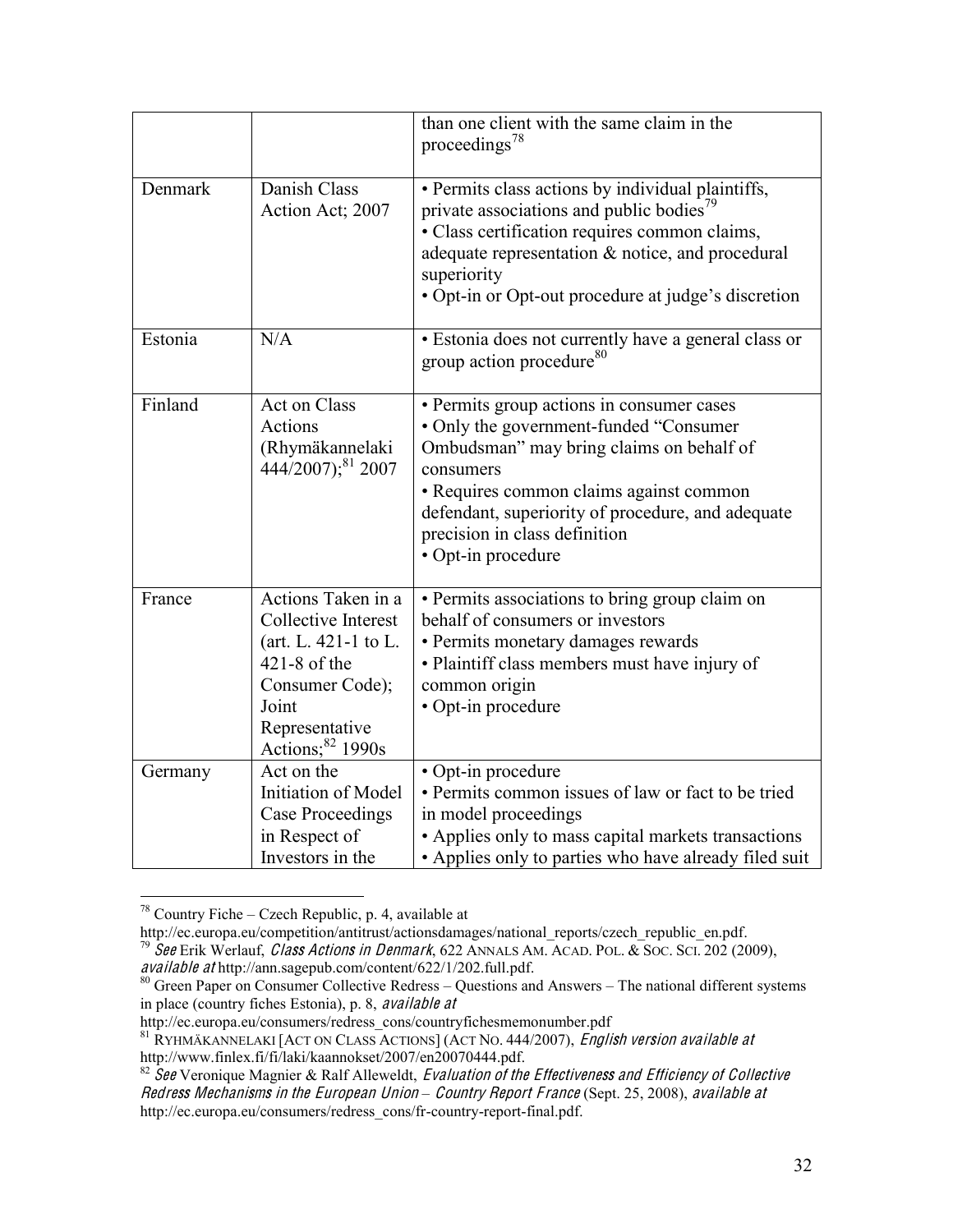|  |  | than one client with the same claim in the proceedings[78] |
|---|---|---|
| Denmark | Danish Class Action Act; 2007 | • Permits class actions by individual plaintiffs, private associations and public bodies[79]<br>• Class certification requires common claims, adequate representation & notice, and procedural superiority<br>• Opt-in or Opt-out procedure at judge's discretion |
| Estonia | N/A | • Estonia does not currently have a general class or group action procedure[80] |
| Finland | Act on Class Actions (Rhymäkannelaki 444/2007);[81] 2007 | • Permits group actions in consumer cases<br>• Only the government-funded "Consumer Ombudsman" may bring claims on behalf of consumers<br>• Requires common claims against common defendant, superiority of procedure, and adequate precision in class definition<br>• Opt-in procedure |
| France | Actions Taken in a Collective Interest (art. L. 421-1 to L. 421-8 of the Consumer Code); Joint Representative Actions;[82] 1990s | • Permits associations to bring group claim on behalf of consumers or investors<br>• Permits monetary damages rewards<br>• Plaintiff class members must have injury of common origin<br>• Opt-in procedure |
| Germany | Act on the Initiation of Model Case Proceedings in Respect of Investors in the | • Opt-in procedure<br>• Permits common issues of law or fact to be tried in model proceedings<br>• Applies only to mass capital markets transactions<br>• Applies only to parties who have already filed suit |

[78] Country Fiche – Czech Republic, p. 4, available at http://ec.europa.eu/competition/antitrust/actionsdamages/national_reports/czech_republic_en.pdf.

[79] *See* Erik Werlauf, *Class Actions in Denmark*, 622 ANNALS AM. ACAD. POL. & SOC. SCI. 202 (2009), *available at* http://ann.sagepub.com/content/622/1/202.full.pdf.

[80] Green Paper on Consumer Collective Redress – Questions and Answers – The national different systems in place (country fiches Estonia), p. 8, *available at* http://ec.europa.eu/consumers/redress_cons/countryfichesmemonumber.pdf

[81] RYHMÄKANNELAKI [ACT ON CLASS ACTIONS] (ACT NO. 444/2007), *English version available at* http://www.finlex.fi/fi/laki/kaannokset/2007/en20070444.pdf.

[82] *See* Veronique Magnier & Ralf Alleweldt, *Evaluation of the Effectiveness and Efficiency of Collective Redress Mechanisms in the European Union – Country Report France* (Sept. 25, 2008), *available at* http://ec.europa.eu/consumers/redress_cons/fr-country-report-final.pdf.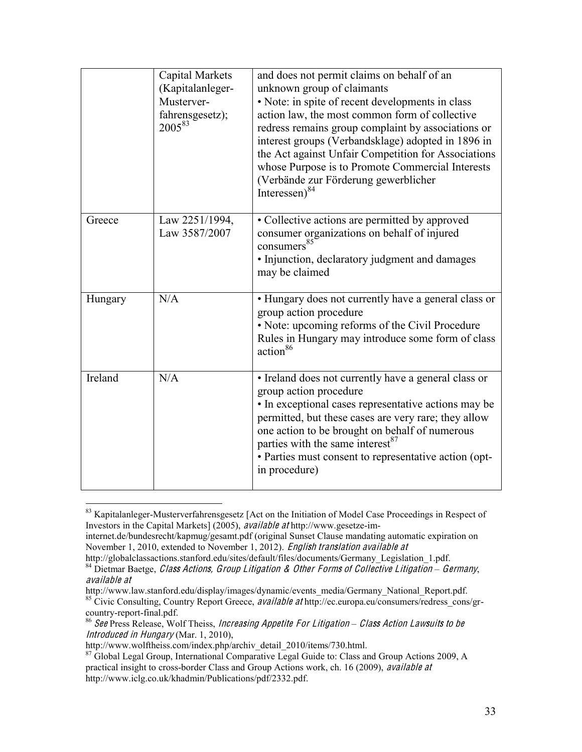| | | |
|---|---|---|
| | Capital Markets (Kapitalanleger-Musterver-fahrensgesetz); 2005[83] | and does not permit claims on behalf of an unknown group of claimants<br>• Note: in spite of recent developments in class action law, the most common form of collective redress remains group complaint by associations or interest groups (Verbandsklage) adopted in 1896 in the Act against Unfair Competition for Associations whose Purpose is to Promote Commercial Interests (Verbände zur Förderung gewerblicher Interessen)[84] |
| Greece | Law 2251/1994, Law 3587/2007 | • Collective actions are permitted by approved consumer organizations on behalf of injured consumers[85]<br>• Injunction, declaratory judgment and damages may be claimed |
| Hungary | N/A | • Hungary does not currently have a general class or group action procedure<br>• Note: upcoming reforms of the Civil Procedure Rules in Hungary may introduce some form of class action[86] |
| Ireland | N/A | • Ireland does not currently have a general class or group action procedure<br>• In exceptional cases representative actions may be permitted, but these cases are very rare; they allow one action to be brought on behalf of numerous parties with the same interest[87]<br>• Parties must consent to representative action (opt-in procedure) |

[83] Kapitalanleger-Musterverfahrensgesetz [Act on the Initiation of Model Case Proceedings in Respect of Investors in the Capital Markets] (2005), *available at* http://www.gesetze-im-internet.de/bundesrecht/kapmug/gesamt.pdf (original Sunset Clause mandating automatic expiration on November 1, 2010, extended to November 1, 2012). *English translation available at* http://globalclassactions.stanford.edu/sites/default/files/documents/Germany_Legislation_1.pdf.

[84] Dietmar Baetge, *Class Actions, Group Litigation & Other Forms of Collective Litigation – Germany*, *available at* http://www.law.stanford.edu/display/images/dynamic/events_media/Germany_National_Report.pdf.

[85] Civic Consulting, Country Report Greece, *available at* http://ec.europa.eu/consumers/redress_cons/gr-country-report-final.pdf.

[86] *See* Press Release, Wolf Theiss, *Increasing Appetite For Litigation – Class Action Lawsuits to be Introduced in Hungary* (Mar. 1, 2010), http://www.wolftheiss.com/index.php/archiv_detail_2010/items/730.html.

[87] Global Legal Group, International Comparative Legal Guide to: Class and Group Actions 2009, A practical insight to cross-border Class and Group Actions work, ch. 16 (2009), *available at* http://www.iclg.co.uk/khadmin/Publications/pdf/2332.pdf.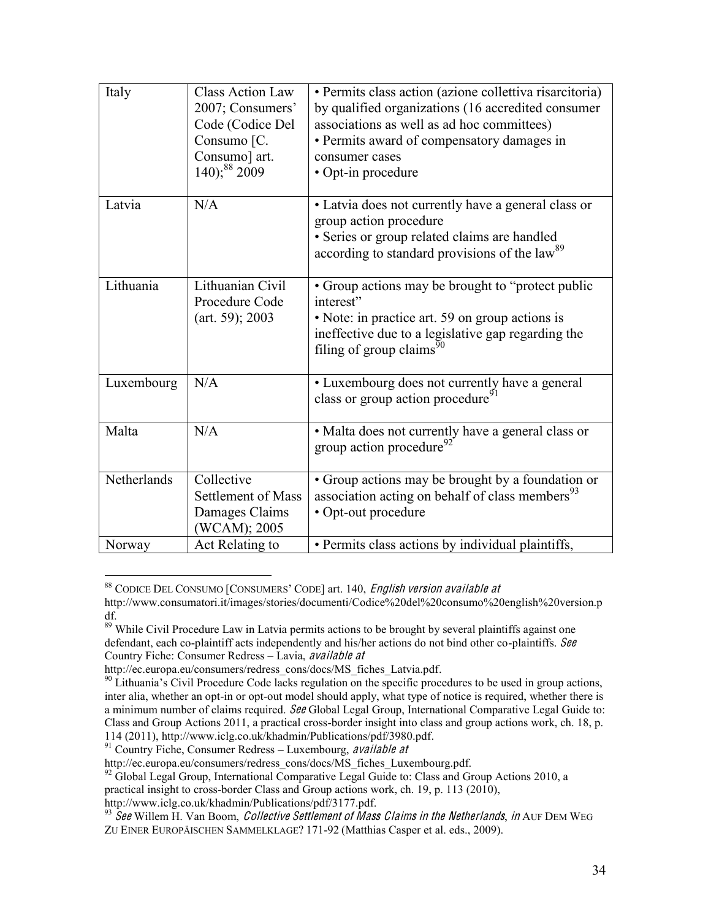| Italy | Class Action Law 2007; Consumers' Code (Codice Del Consumo [C. Consumo] art. 140);[88] 2009 | • Permits class action (azione collettiva risarcitoria) by qualified organizations (16 accredited consumer associations as well as ad hoc committees)<br>• Permits award of compensatory damages in consumer cases<br>• Opt-in procedure |
|---|---|---|
| Latvia | N/A | • Latvia does not currently have a general class or group action procedure<br>• Series or group related claims are handled according to standard provisions of the law[89] |
| Lithuania | Lithuanian Civil Procedure Code (art. 59); 2003 | • Group actions may be brought to "protect public interest"<br>• Note: in practice art. 59 on group actions is ineffective due to a legislative gap regarding the filing of group claims[90] |
| Luxembourg | N/A | • Luxembourg does not currently have a general class or group action procedure[91] |
| Malta | N/A | • Malta does not currently have a general class or group action procedure[92] |
| Netherlands | Collective Settlement of Mass Damages Claims (WCAM); 2005 | • Group actions may be brought by a foundation or association acting on behalf of class members[93]<br>• Opt-out procedure |
| Norway | Act Relating to | • Permits class actions by individual plaintiffs, |

[88] CODICE DEL CONSUMO [CONSUMERS' CODE] art. 140, *English version available at* http://www.consumatori.it/images/stories/documenti/Codice%20del%20consumo%20english%20version.pdf.

[89] While Civil Procedure Law in Latvia permits actions to be brought by several plaintiffs against one defendant, each co-plaintiff acts independently and his/her actions do not bind other co-plaintiffs. *See* Country Fiche: Consumer Redress – Lavia, *available at* http://ec.europa.eu/consumers/redress_cons/docs/MS_fiches_Latvia.pdf.

[90] Lithuania's Civil Procedure Code lacks regulation on the specific procedures to be used in group actions, inter alia, whether an opt-in or opt-out model should apply, what type of notice is required, whether there is a minimum number of claims required. *See* Global Legal Group, International Comparative Legal Guide to: Class and Group Actions 2011, a practical cross-border insight into class and group actions work, ch. 18, p. 114 (2011), http://www.iclg.co.uk/khadmin/Publications/pdf/3980.pdf.

[91] Country Fiche, Consumer Redress – Luxembourg, *available at* http://ec.europa.eu/consumers/redress_cons/docs/MS_fiches_Luxembourg.pdf.

[92] Global Legal Group, International Comparative Legal Guide to: Class and Group Actions 2010, a practical insight to cross-border Class and Group actions work, ch. 19, p. 113 (2010), http://www.iclg.co.uk/khadmin/Publications/pdf/3177.pdf.

[93] *See* Willem H. Van Boom, *Collective Settlement of Mass Claims in the Netherlands*, *in* AUF DEM WEG ZU EINER EUROPÄISCHEN SAMMELKLAGE? 171-92 (Matthias Casper et al. eds., 2009).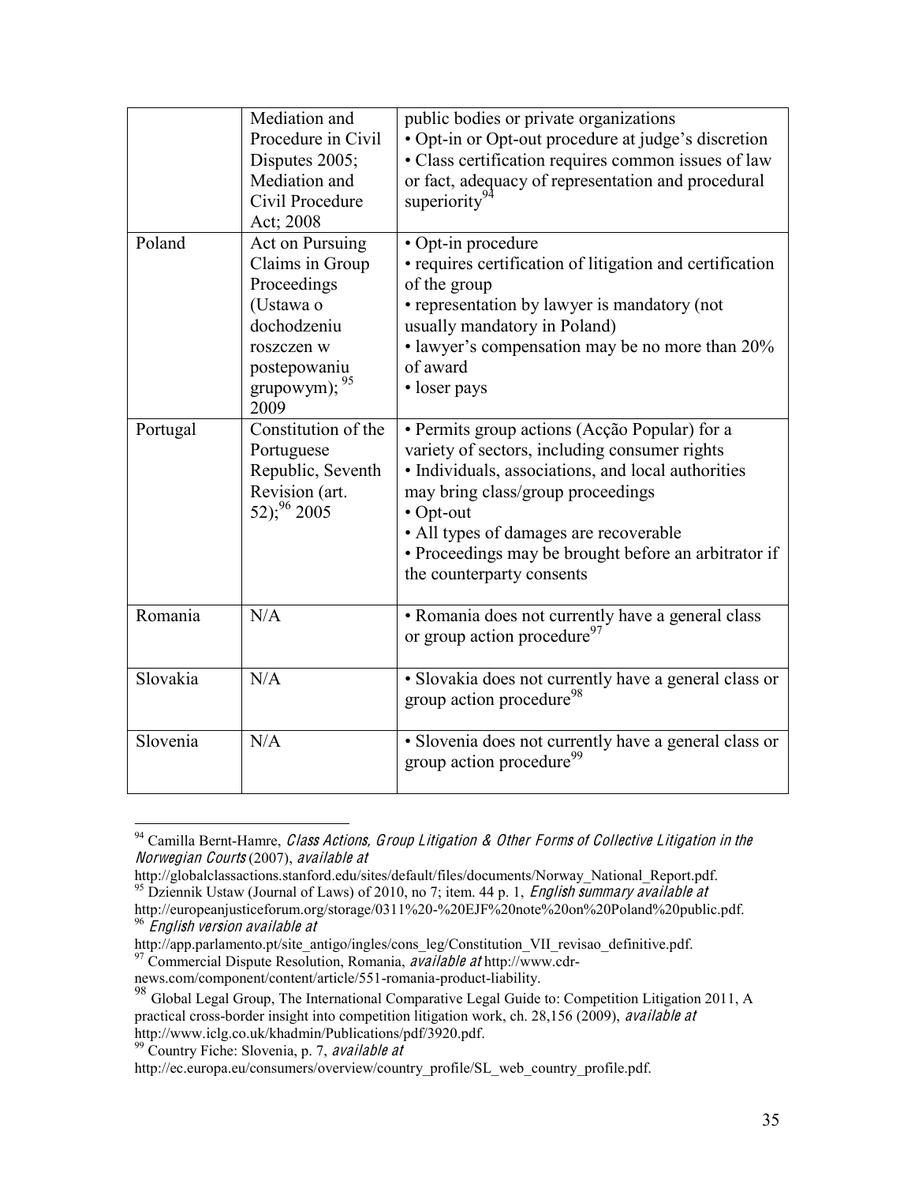| | | |
|---|---|---|
| | Mediation and Procedure in Civil Disputes 2005; Mediation and Civil Procedure Act; 2008 | public bodies or private organizations<br>• Opt-in or Opt-out procedure at judge's discretion<br>• Class certification requires common issues of law or fact, adequacy of representation and procedural superiority[94] |
| Poland | Act on Pursuing Claims in Group Proceedings (Ustawa o dochodzeniu roszczen w postepowaniu grupowym);[95] 2009 | • Opt-in procedure<br>• requires certification of litigation and certification of the group<br>• representation by lawyer is mandatory (not usually mandatory in Poland)<br>• lawyer's compensation may be no more than 20% of award<br>• loser pays |
| Portugal | Constitution of the Portuguese Republic, Seventh Revision (art. 52);[96] 2005 | • Permits group actions (Acção Popular) for a variety of sectors, including consumer rights<br>• Individuals, associations, and local authorities may bring class/group proceedings<br>• Opt-out<br>• All types of damages are recoverable<br>• Proceedings may be brought before an arbitrator if the counterparty consents |
| Romania | N/A | • Romania does not currently have a general class or group action procedure[97] |
| Slovakia | N/A | • Slovakia does not currently have a general class or group action procedure[98] |
| Slovenia | N/A | • Slovenia does not currently have a general class or group action procedure[99] |

[94] Camilla Bernt-Hamre, *Class Actions, Group Litigation & Other Forms of Collective Litigation in the Norwegian Courts* (2007), *available at* http://globalclassactions.stanford.edu/sites/default/files/documents/Norway_National_Report.pdf.

[95] Dziennik Ustaw (Journal of Laws) of 2010, no 7; item. 44 p. 1, *English summary available at* http://europeanjusticeforum.org/storage/0311%20-%20EJF%20note%20on%20Poland%20public.pdf.

[96] *English version available at* http://app.parlamento.pt/site_antigo/ingles/cons_leg/Constitution_VII_revisao_definitive.pdf.

[97] Commercial Dispute Resolution, Romania, *available at* http://www.cdr-news.com/component/content/article/551-romania-product-liability.

[98] Global Legal Group, The International Comparative Legal Guide to: Competition Litigation 2011, A practical cross-border insight into competition litigation work, ch. 28,156 (2009), *available at* http://www.iclg.co.uk/khadmin/Publications/pdf/3920.pdf.

[99] Country Fiche: Slovenia, p. 7, *available at* http://ec.europa.eu/consumers/overview/country_profile/SL_web_country_profile.pdf.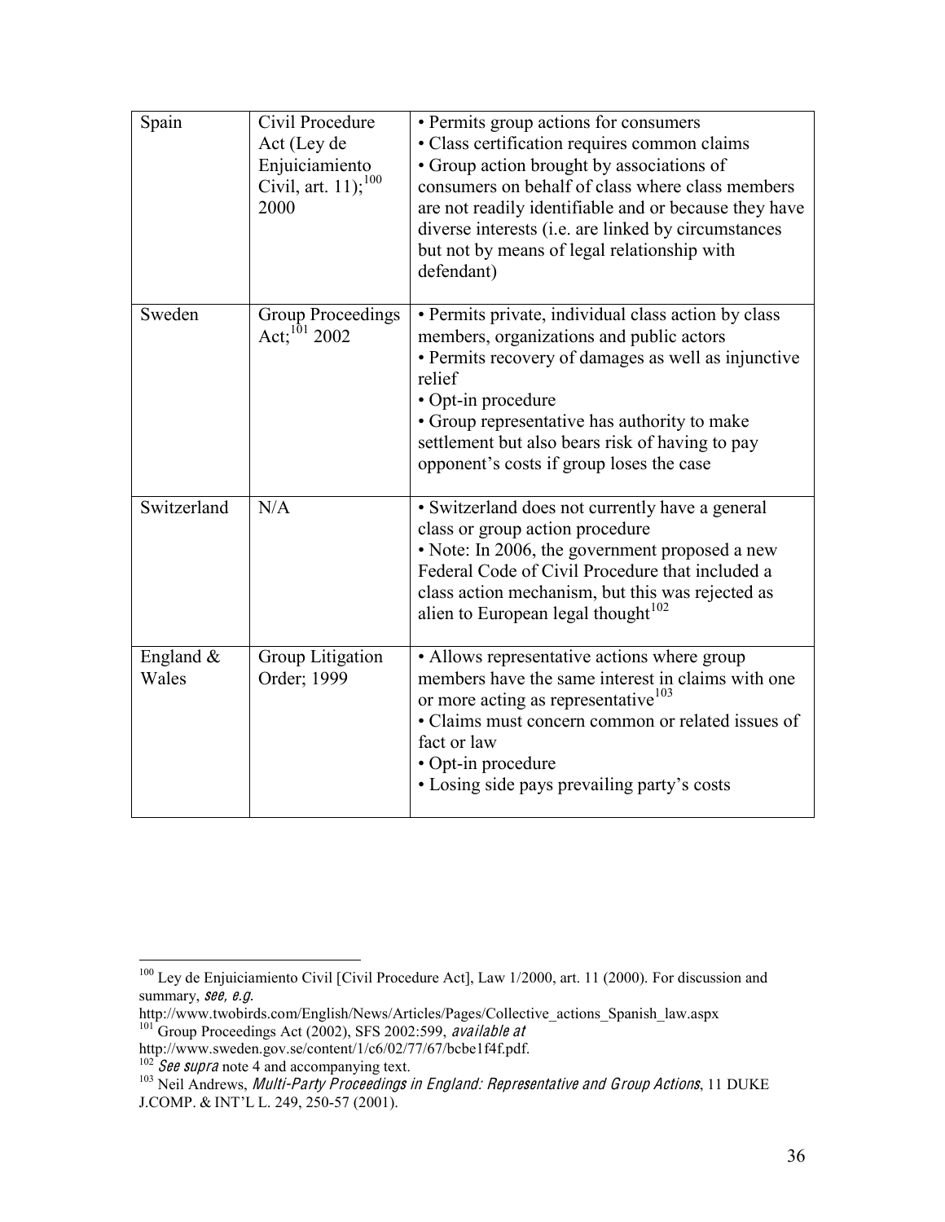| | | |
|---|---|---|
| Spain | Civil Procedure Act (Ley de Enjuiciamiento Civil, art. 11);[100] 2000 | • Permits group actions for consumers<br>• Class certification requires common claims<br>• Group action brought by associations of consumers on behalf of class where class members are not readily identifiable and or because they have diverse interests (i.e. are linked by circumstances but not by means of legal relationship with defendant) |
| Sweden | Group Proceedings Act;[101] 2002 | • Permits private, individual class action by class members, organizations and public actors<br>• Permits recovery of damages as well as injunctive relief<br>• Opt-in procedure<br>• Group representative has authority to make settlement but also bears risk of having to pay opponent's costs if group loses the case |
| Switzerland | N/A | • Switzerland does not currently have a general class or group action procedure<br>• Note: In 2006, the government proposed a new Federal Code of Civil Procedure that included a class action mechanism, but this was rejected as alien to European legal thought[102] |
| England & Wales | Group Litigation Order; 1999 | • Allows representative actions where group members have the same interest in claims with one or more acting as representative[103]<br>• Claims must concern common or related issues of fact or law<br>• Opt-in procedure<br>• Losing side pays prevailing party's costs |

[100] Ley de Enjuiciamiento Civil [Civil Procedure Act], Law 1/2000, art. 11 (2000). For discussion and summary, *see, e.g.* http://www.twobirds.com/English/News/Articles/Pages/Collective_actions_Spanish_law.aspx

[101] Group Proceedings Act (2002), SFS 2002:599, *available at* http://www.sweden.gov.se/content/1/c6/02/77/67/bcbe1f4f.pdf.

[102] *See supra* note 4 and accompanying text.

[103] Neil Andrews, *Multi-Party Proceedings in England: Representative and Group Actions*, 11 DUKE J.COMP. & INT'L L. 249, 250-57 (2001).